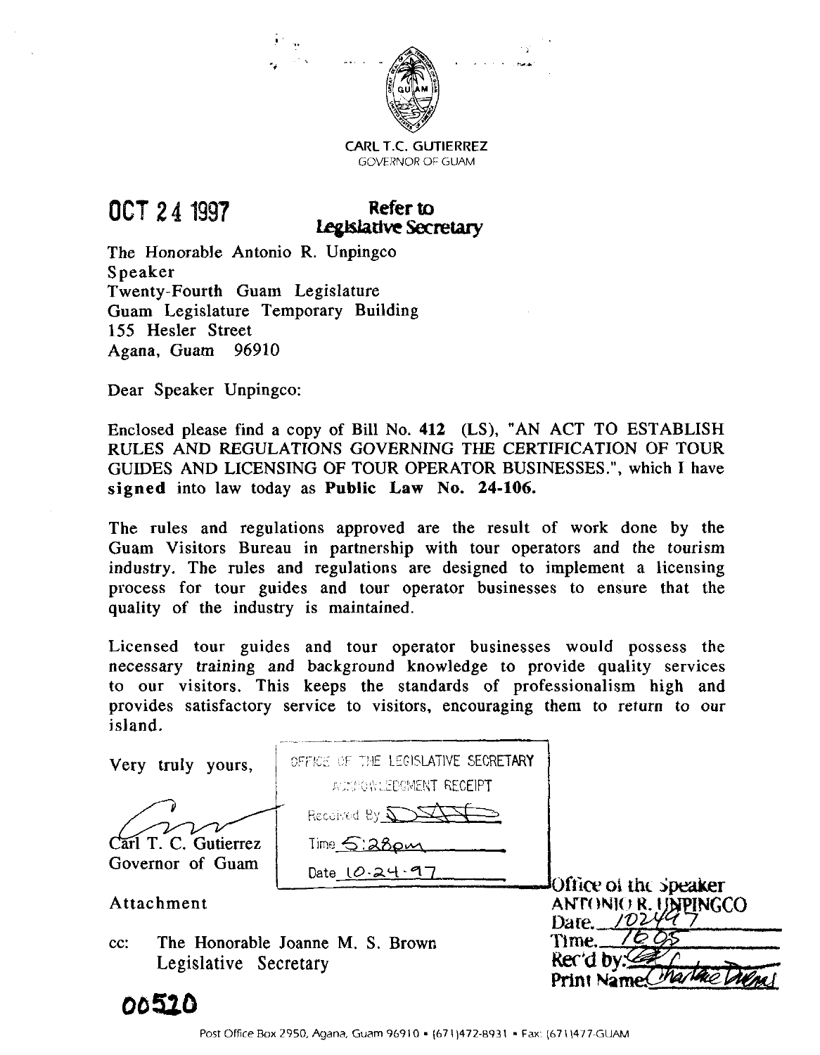CARL T.C. GUTIERREZ
GOVERNOR OF GUAM

**OCT 24 1997**

**Refer to Legislative Secretary**

The Honorable Antonio R. Unpingco
Speaker
Twenty-Fourth Guam Legislature
Guam Legislature Temporary Building
155 Hesler Street
Agana, Guam 96910

Dear Speaker Unpingco:

Enclosed please find a copy of Bill No. **412** (LS), "AN ACT TO ESTABLISH RULES AND REGULATIONS GOVERNING THE CERTIFICATION OF TOUR GUIDES AND LICENSING OF TOUR OPERATOR BUSINESSES.", which I have **signed** into law today as **Public Law No. 24-106.**

The rules and regulations approved are the result of work done by the Guam Visitors Bureau in partnership with tour operators and the tourism industry. The rules and regulations are designed to implement a licensing process for tour guides and tour operator businesses to ensure that the quality of the industry is maintained.

Licensed tour guides and tour operator businesses would possess the necessary training and background knowledge to provide quality services to our visitors. This keeps the standards of professionalism high and provides satisfactory service to visitors, encouraging them to return to our island.

Very truly yours,

Carl T. C. Gutierrez
Governor of Guam

OFFICE OF THE LEGISLATIVE SECRETARY
ACKNOWLEDGMENT RECEIPT
Received By
Time 5:28pm
Date 10-24-97

Office of the Speaker
ANTONIO R. UNPINGCO
Date 102497
Time 1605
Rec'd by:
Print Name: Charlene Dueñas

Attachment

cc: The Honorable Joanne M. S. Brown
Legislative Secretary

00520

Post Office Box 2950, Agana, Guam 96910 • (671)472-8931 • Fax: (671)477-GUAM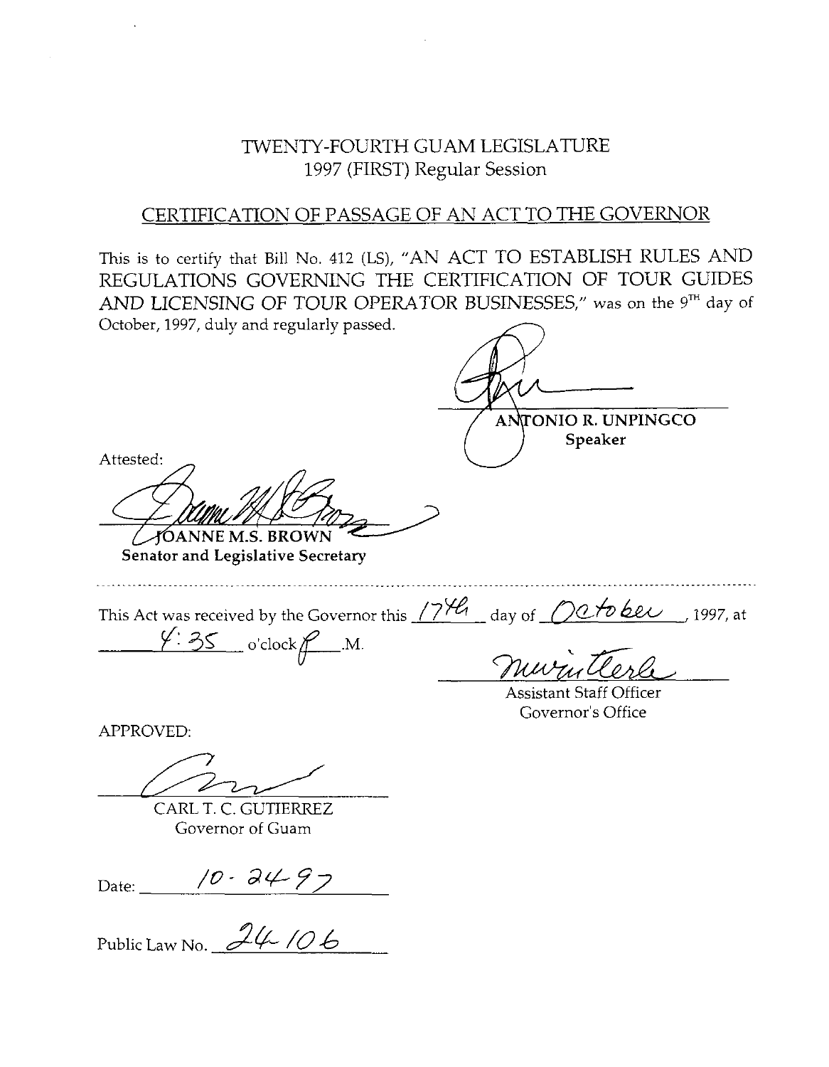TWENTY-FOURTH GUAM LEGISLATURE
1997 (FIRST) Regular Session

## CERTIFICATION OF PASSAGE OF AN ACT TO THE GOVERNOR

This is to certify that Bill No. 412 (LS), "AN ACT TO ESTABLISH RULES AND REGULATIONS GOVERNING THE CERTIFICATION OF TOUR GUIDES AND LICENSING OF TOUR OPERATOR BUSINESSES," was on the 9TH day of October, 1997, duly and regularly passed.

**ANTONIO R. UNPINGCO**
**Speaker**

Attested:

**JOANNE M.S. BROWN**
**Senator and Legislative Secretary**

---

This Act was received by the Governor this 17th day of October, 1997, at 4:35 o'clock P.M.

Assistant Staff Officer
Governor's Office

APPROVED:

CARL T. C. GUTIERREZ
Governor of Guam

Date: 10-24-97

Public Law No. 24-106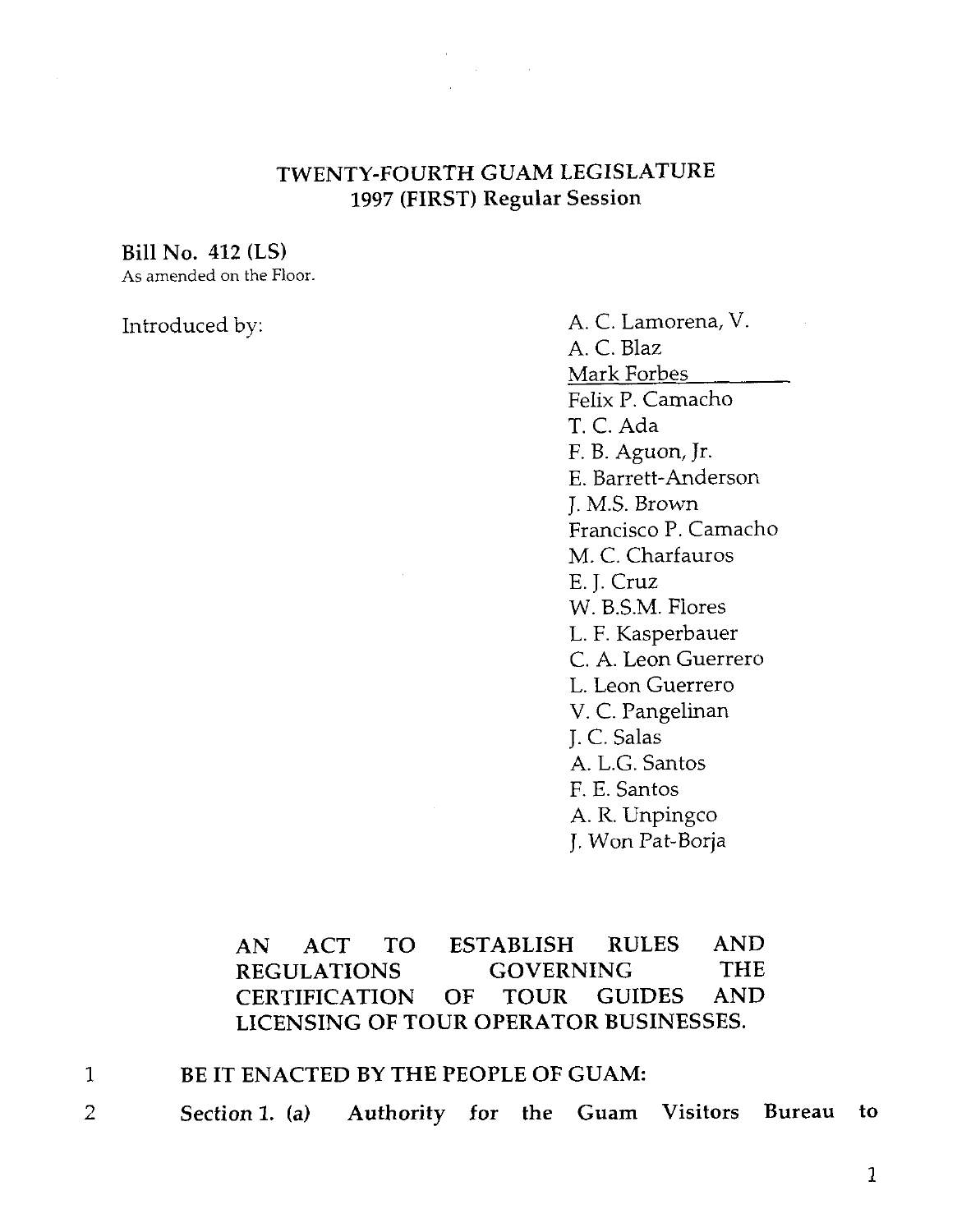# TWENTY-FOURTH GUAM LEGISLATURE
## 1997 (FIRST) Regular Session

**Bill No. 412 (LS)**
As amended on the Floor.

Introduced by:

A. C. Lamorena, V.
A. C. Blaz
Mark Forbes
Felix P. Camacho
T. C. Ada
F. B. Aguon, Jr.
E. Barrett-Anderson
J. M.S. Brown
Francisco P. Camacho
M. C. Charfauros
E. J. Cruz
W. B.S.M. Flores
L. F. Kasperbauer
C. A. Leon Guerrero
L. Leon Guerrero
V. C. Pangelinan
J. C. Salas
A. L.G. Santos
F. E. Santos
A. R. Unpingco
J. Won Pat-Borja

**AN ACT TO ESTABLISH RULES AND REGULATIONS GOVERNING THE CERTIFICATION OF TOUR GUIDES AND LICENSING OF TOUR OPERATOR BUSINESSES.**

1 **BE IT ENACTED BY THE PEOPLE OF GUAM:**

2 **Section 1. (a) Authority for the Guam Visitors Bureau to**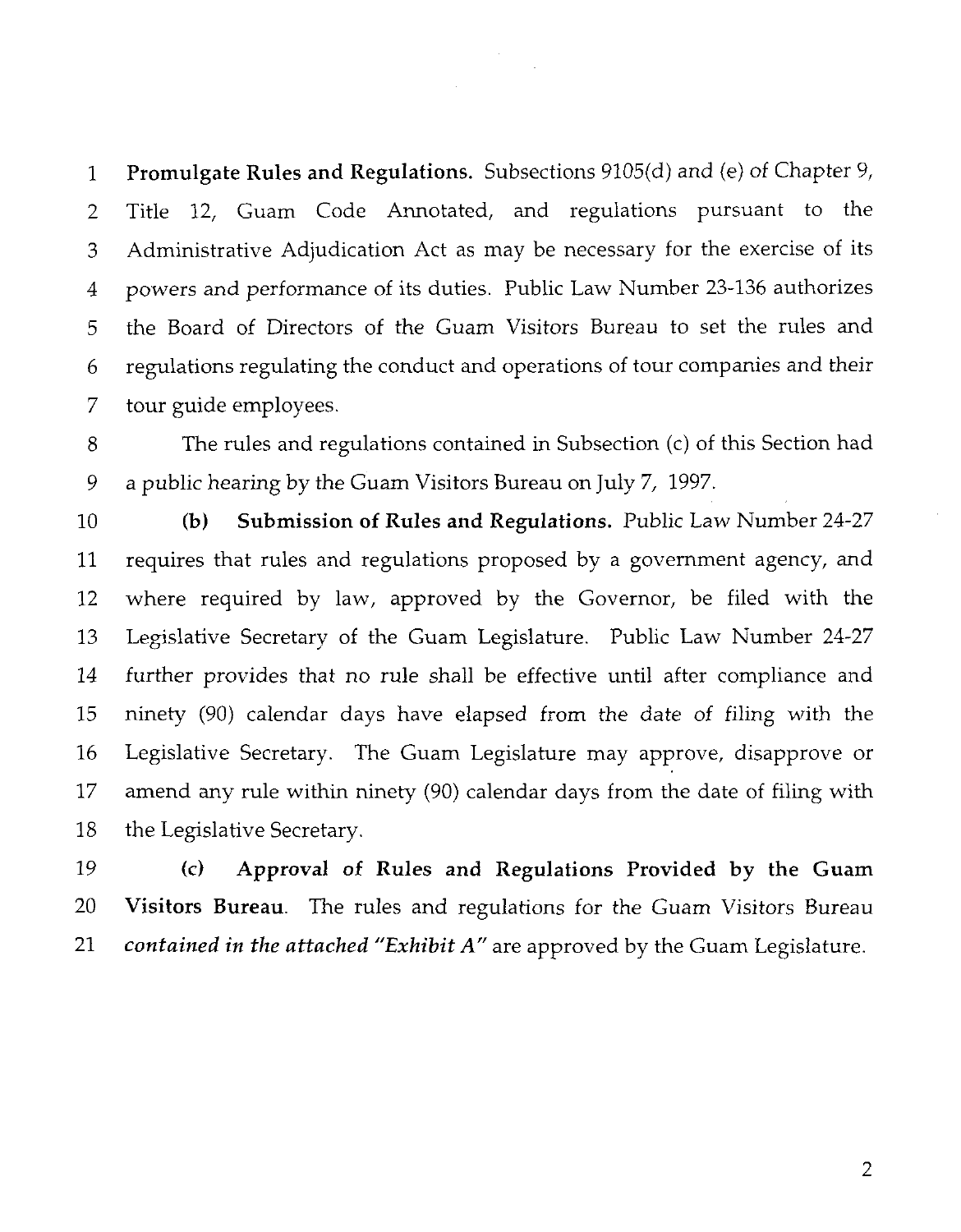**Promulgate Rules and Regulations.** Subsections 9105(d) and (e) of Chapter 9, Title 12, Guam Code Annotated, and regulations pursuant to the Administrative Adjudication Act as may be necessary for the exercise of its powers and performance of its duties. Public Law Number 23-136 authorizes the Board of Directors of the Guam Visitors Bureau to set the rules and regulations regulating the conduct and operations of tour companies and their tour guide employees.

The rules and regulations contained in Subsection (c) of this Section had a public hearing by the Guam Visitors Bureau on July 7, 1997.

**(b) Submission of Rules and Regulations.** Public Law Number 24-27 requires that rules and regulations proposed by a government agency, and where required by law, approved by the Governor, be filed with the Legislative Secretary of the Guam Legislature. Public Law Number 24-27 further provides that no rule shall be effective until after compliance and ninety (90) calendar days have elapsed from the date of filing with the Legislative Secretary. The Guam Legislature may approve, disapprove or amend any rule within ninety (90) calendar days from the date of filing with the Legislative Secretary.

**(c) Approval of Rules and Regulations Provided by the Guam Visitors Bureau.** The rules and regulations for the Guam Visitors Bureau *contained in the attached "Exhibit A"* are approved by the Guam Legislature.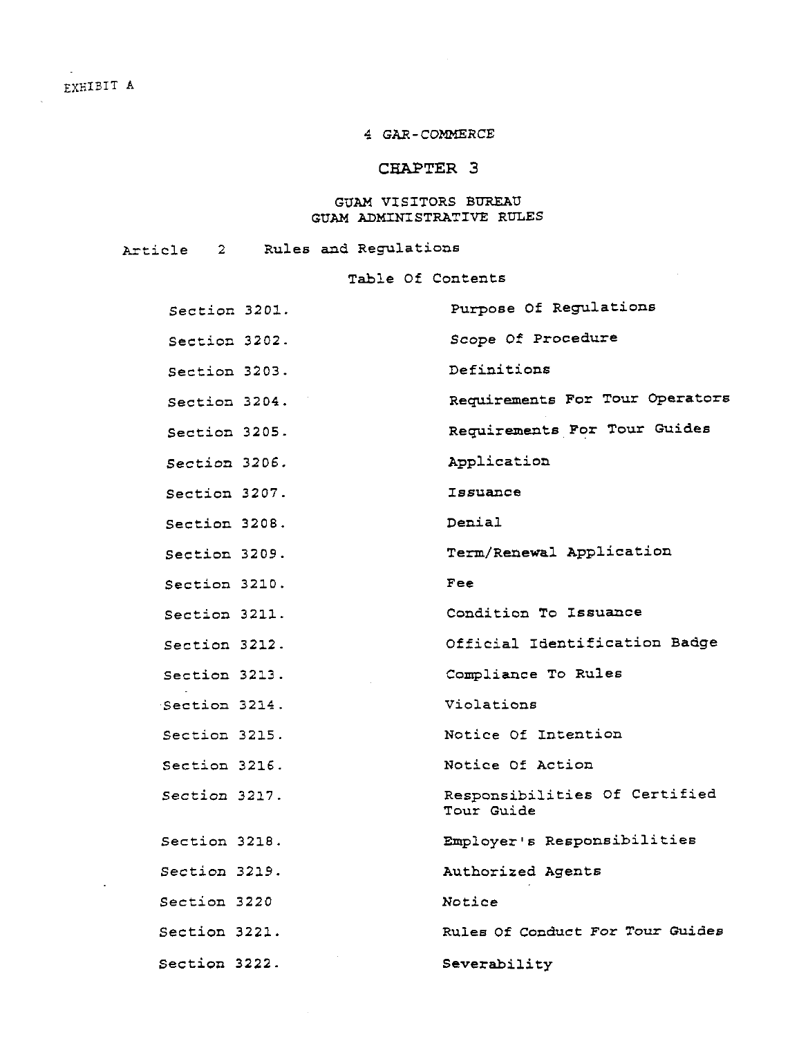EXHIBIT A

4 GAR-COMMERCE

# CHAPTER 3

## GUAM VISITORS BUREAU
## GUAM ADMINISTRATIVE RULES

### Article 2 Rules and Regulations

Table Of Contents

| | |
|---|---|
| Section 3201. | Purpose Of Regulations |
| Section 3202. | Scope Of Procedure |
| Section 3203. | Definitions |
| Section 3204. | Requirements For Tour Operators |
| Section 3205. | Requirements For Tour Guides |
| Section 3206. | Application |
| Section 3207. | Issuance |
| Section 3208. | Denial |
| Section 3209. | Term/Renewal Application |
| Section 3210. | Fee |
| Section 3211. | Condition To Issuance |
| Section 3212. | Official Identification Badge |
| Section 3213. | Compliance To Rules |
| Section 3214. | Violations |
| Section 3215. | Notice Of Intention |
| Section 3216. | Notice Of Action |
| Section 3217. | Responsibilities Of Certified Tour Guide |
| Section 3218. | Employer's Responsibilities |
| Section 3219. | Authorized Agents |
| Section 3220 | Notice |
| Section 3221. | Rules Of Conduct For Tour Guides |
| Section 3222. | Severability |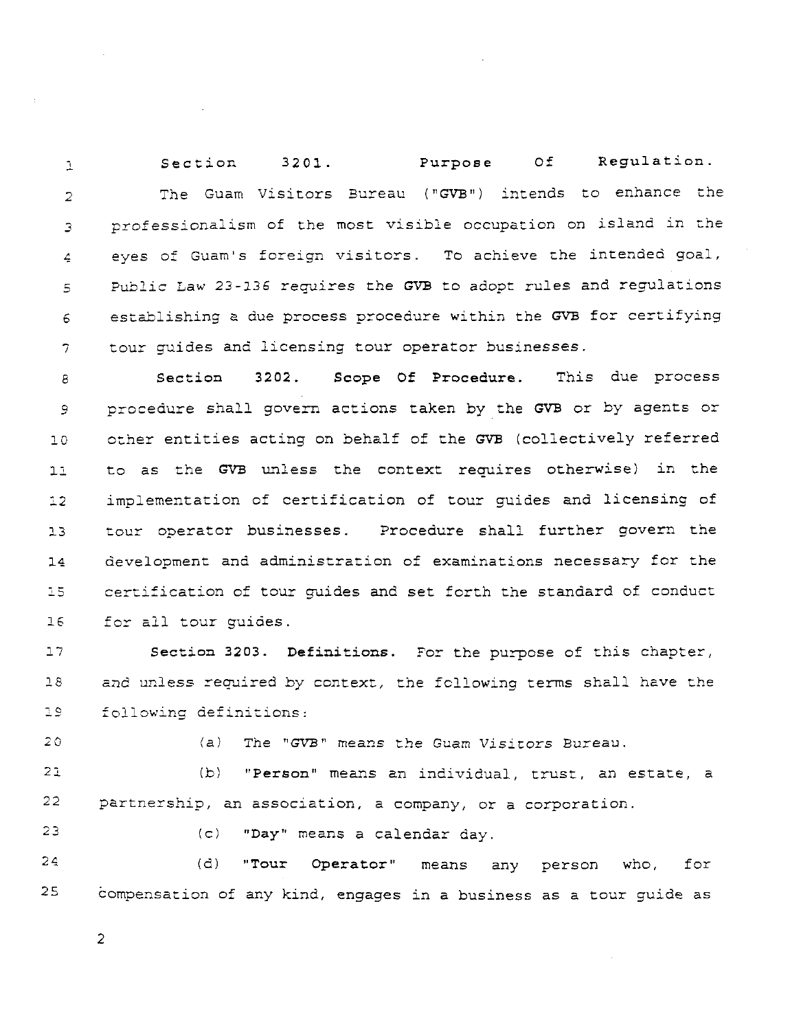**Section 3201. Purpose Of Regulation.** The Guam Visitors Bureau ("**GVB**") intends to enhance the professionalism of the most visible occupation on island in the eyes of Guam's foreign visitors. To achieve the intended goal, Public Law 23-136 requires the **GVB** to adopt rules and regulations establishing a due process procedure within the **GVB** for certifying tour guides and licensing tour operator businesses.

**Section 3202. Scope Of Procedure.** This due process procedure shall govern actions taken by the **GVB** or by agents or other entities acting on behalf of the **GVB** (collectively referred to as the **GVB** unless the context requires otherwise) in the implementation of certification of tour guides and licensing of tour operator businesses. Procedure shall further govern the development and administration of examinations necessary for the certification of tour guides and set forth the standard of conduct for all tour guides.

**Section 3203. Definitions.** For the purpose of this chapter, and unless required by context, the following terms shall have the following definitions:

(a) *The "GVB" means the Guam Visitors Bureau.*

(b) "**Person**" means an individual, trust, an estate, a partnership, an association, a company, or a corporation.

(c) "**Day**" means a calendar day.

(d) "**Tour Operator**" means any person who, for compensation of any kind, engages in a business as a tour guide as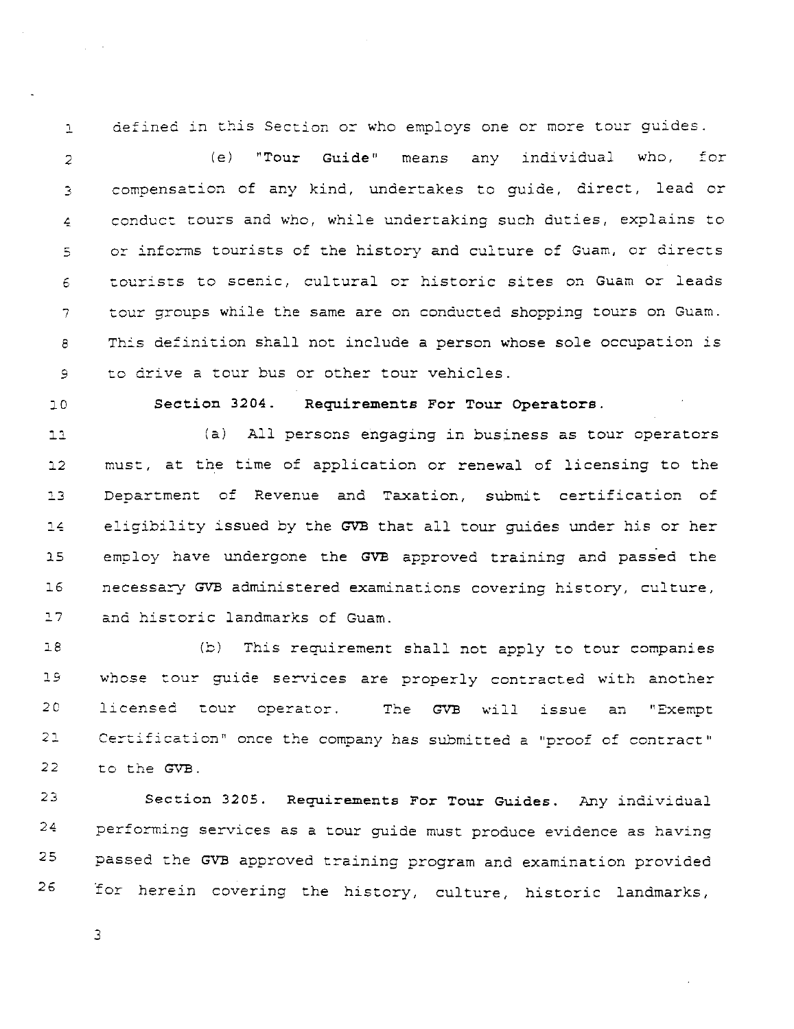defined in this Section or who employs one or more tour guides.

(e) "**Tour Guide**" means any individual who, for compensation of any kind, undertakes to guide, direct, lead or conduct tours and who, while undertaking such duties, explains to or informs tourists of the history and culture of Guam, or directs tourists to scenic, cultural or historic sites on Guam or leads tour groups while the same are on conducted shopping tours on Guam. This definition shall not include a person whose sole occupation is to drive a tour bus or other tour vehicles.

**Section 3204. Requirements For Tour Operators.**

(a) All persons engaging in business as tour operators must, at the time of application or renewal of licensing to the Department of Revenue and Taxation, submit certification of eligibility issued by the **GVB** that all tour guides under his or her employ have undergone the **GVB** approved training and passed the necessary **GVB** administered examinations covering history, culture, and historic landmarks of Guam.

(b) This requirement shall not apply to tour companies whose tour guide services are properly contracted with another licensed tour operator. The **GVB** will issue an "Exempt Certification" once the company has submitted a "proof of contract" to the **GVB**.

**Section 3205. Requirements For Tour Guides.** Any individual performing services as a tour guide must produce evidence as having passed the **GVB** approved training program and examination provided for herein covering the history, culture, historic landmarks,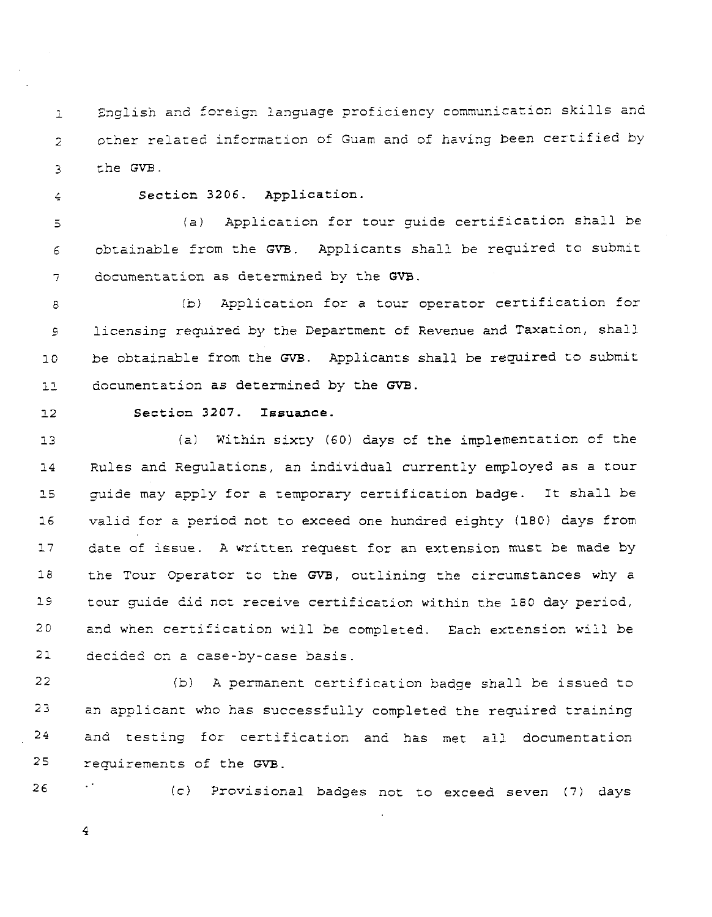English and foreign language proficiency communication skills and other related information of Guam and of having been certified by the **GVB**.

**Section 3206. Application.**

(a) Application for tour guide certification shall be obtainable from the **GVB**. Applicants shall be required to submit documentation as determined by the **GVB**.

(b) Application for a tour operator certification for licensing required by the Department of Revenue and Taxation, shall be obtainable from the **GVB**. Applicants shall be required to submit documentation as determined by the **GVB**.

**Section 3207. Issuance.**

(a) Within sixty (60) days of the implementation of the Rules and Regulations, an individual currently employed as a tour guide may apply for a temporary certification badge. It shall be valid for a period not to exceed one hundred eighty (180) days from date of issue. A written request for an extension must be made by the Tour Operator to the **GVB**, outlining the circumstances why a tour guide did not receive certification within the 180 day period, and when certification will be completed. Each extension will be decided on a case-by-case basis.

(b) A permanent certification badge shall be issued to an applicant who has successfully completed the required training and testing for certification and has met all documentation requirements of the **GVB**.

(c) Provisional badges not to exceed seven (7) days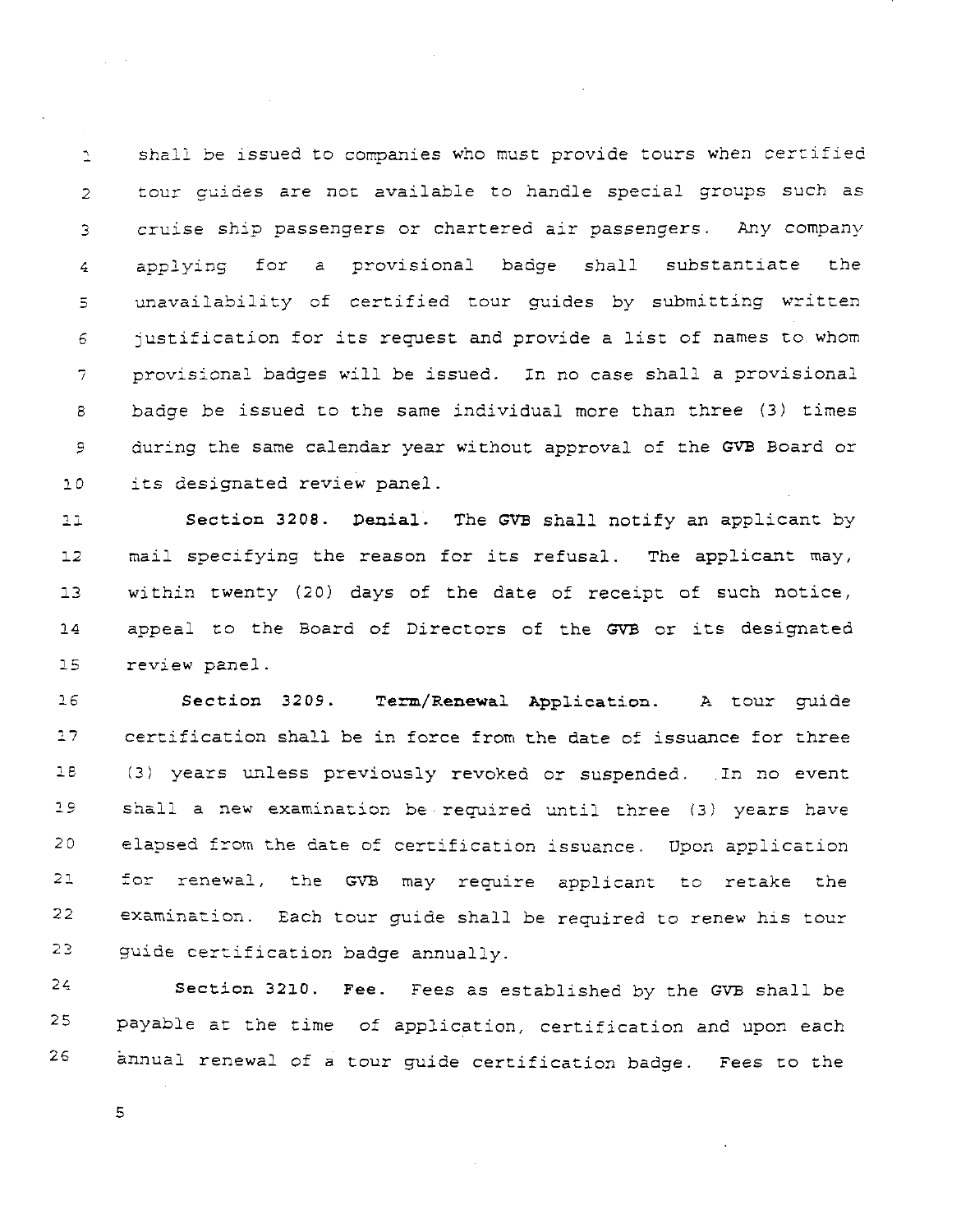shall be issued to companies who must provide tours when certified tour guides are not available to handle special groups such as cruise ship passengers or chartered air passengers. Any company applying for a provisional badge shall substantiate the unavailability of certified tour guides by submitting written justification for its request and provide a list of names to whom provisional badges will be issued. In no case shall a provisional badge be issued to the same individual more than three (3) times during the same calendar year without approval of the **GVB** Board or its designated review panel.

**Section 3208. Denial.** The **GVB** shall notify an applicant by mail specifying the reason for its refusal. The applicant may, within twenty (20) days of the date of receipt of such notice, appeal to the Board of Directors of the **GVB** or its designated review panel.

**Section 3209. Term/Renewal Application.** A tour guide certification shall be in force from the date of issuance for three (3) years unless previously revoked or suspended. In no event shall a new examination be required until three (3) years have elapsed from the date of certification issuance. Upon application for renewal, the **GVB** may require applicant to retake the examination. Each tour guide shall be required to renew his tour guide certification badge annually.

**Section 3210. Fee.** Fees as established by the **GVB** shall be payable at the time of application, certification and upon each annual renewal of a tour guide certification badge. Fees to the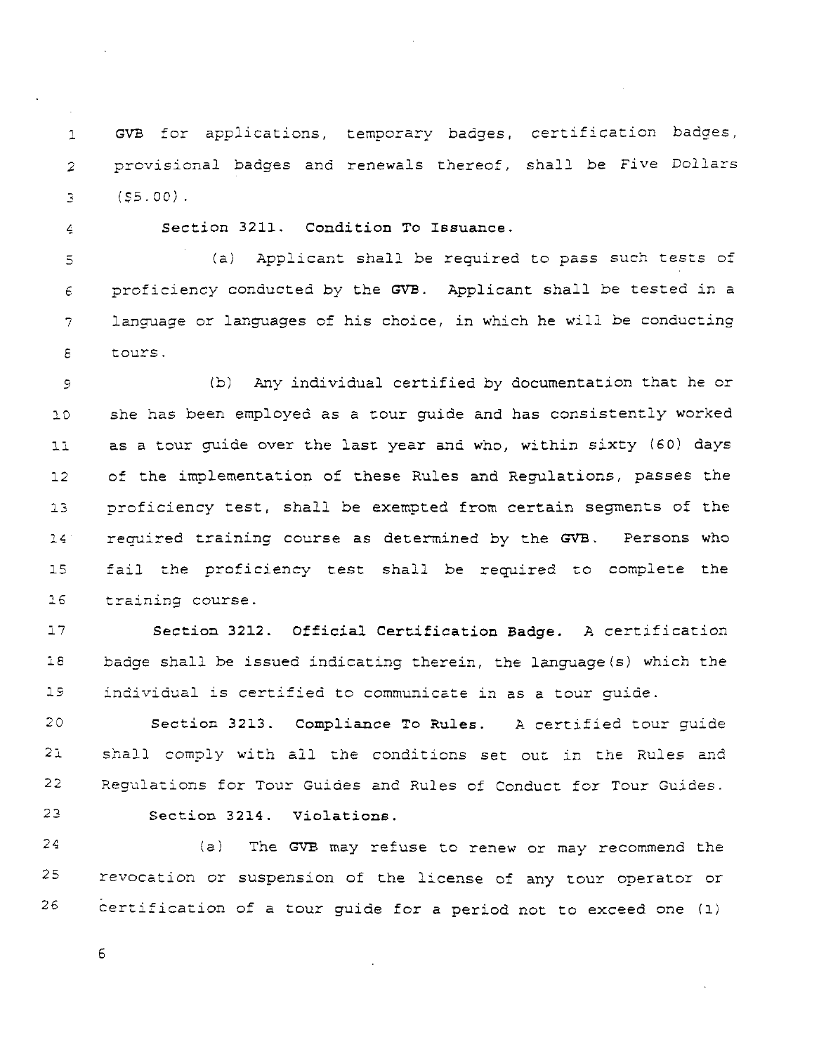GVB for applications, temporary badges, certification badges, provisional badges and renewals thereof, shall be Five Dollars ($5.00).

**Section 3211. Condition To Issuance.**

(a) Applicant shall be required to pass such tests of proficiency conducted by the **GVB**. Applicant shall be tested in a language or languages of his choice, in which he will be conducting tours.

(b) Any individual certified by documentation that he or she has been employed as a tour guide and has consistently worked as a tour guide over the last year and who, within sixty (60) days of the implementation of these Rules and Regulations, passes the proficiency test, shall be exempted from certain segments of the required training course as determined by the **GVB**. Persons who fail the proficiency test shall be required to complete the training course.

**Section 3212. Official Certification Badge.** A certification badge shall be issued indicating therein, the language(s) which the individual is certified to communicate in as a tour guide.

**Section 3213. Compliance To Rules.** A certified tour guide shall comply with all the conditions set out in the Rules and Regulations for Tour Guides and Rules of Conduct for Tour Guides.

**Section 3214. Violations.**

(a) The **GVB** may refuse to renew or may recommend the revocation or suspension of the license of any tour operator or certification of a tour guide for a period not to exceed one (1)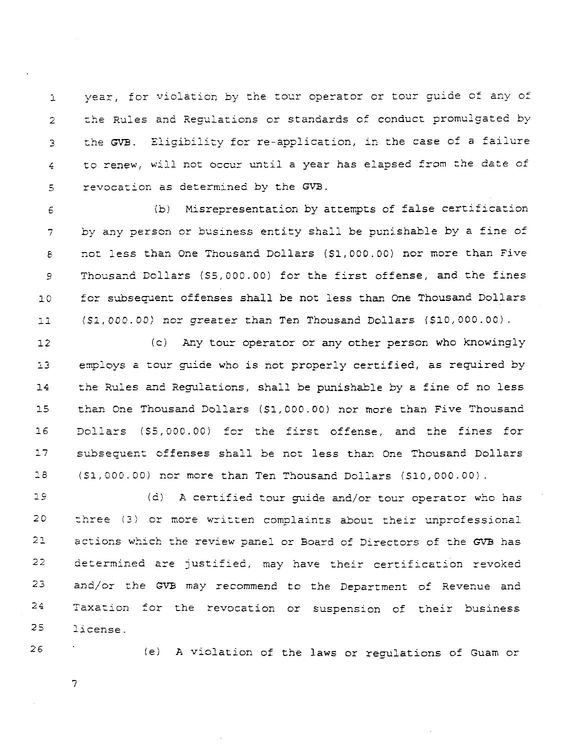year, for violation by the tour operator or tour guide of any of the Rules and Regulations or standards of conduct promulgated by the GVB. Eligibility for re-application, in the case of a failure to renew, will not occur until a year has elapsed from the date of revocation as determined by the GVB.

(b) Misrepresentation by attempts of false certification by any person or business entity shall be punishable by a fine of not less than One Thousand Dollars ($1,000.00) nor more than Five Thousand Dollars ($5,000.00) for the first offense, and the fines for subsequent offenses shall be not less than One Thousand Dollars ($1,000.00) nor greater than Ten Thousand Dollars ($10,000.00).

(c) Any tour operator or any other person who knowingly employs a tour guide who is not properly certified, as required by the Rules and Regulations, shall be punishable by a fine of no less than One Thousand Dollars ($1,000.00) nor more than Five Thousand Dollars ($5,000.00) for the first offense, and the fines for subsequent offenses shall be not less than One Thousand Dollars ($1,000.00) nor more than Ten Thousand Dollars ($10,000.00).

(d) A certified tour guide and/or tour operator who has three (3) or more written complaints about their unprofessional actions which the review panel or Board of Directors of the GVB has determined are justified, may have their certification revoked and/or the GVB may recommend to the Department of Revenue and Taxation for the revocation or suspension of their business license.

(e) A violation of the laws or regulations of Guam or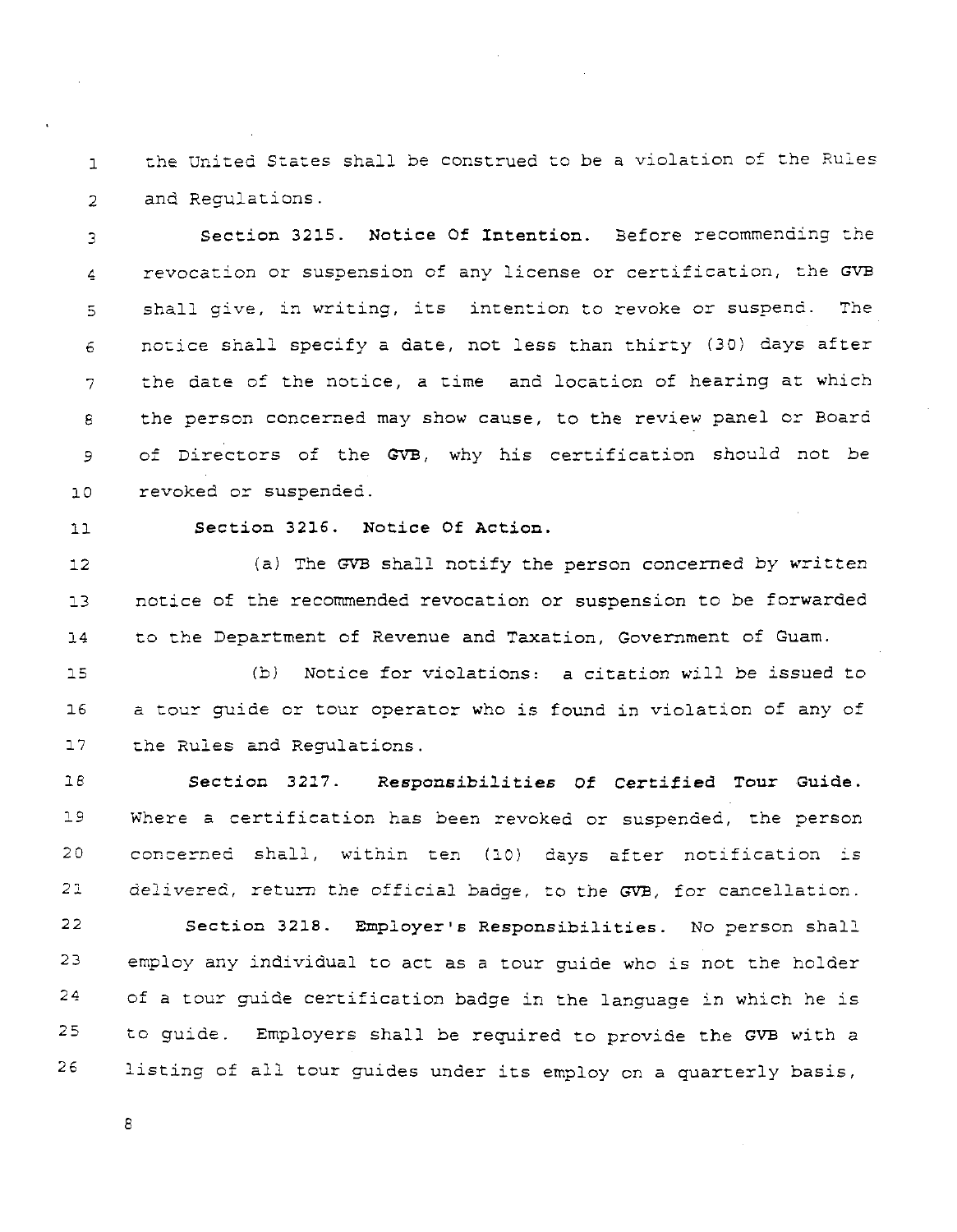the United States shall be construed to be a violation of the Rules and Regulations.

**Section 3215. Notice Of Intention.** Before recommending the revocation or suspension of any license or certification, the **GVB** shall give, in writing, its intention to revoke or suspend. The notice shall specify a date, not less than thirty (30) days after the date of the notice, a time and location of hearing at which the person concerned may show cause, to the review panel or Board of Directors of the **GVB**, why his certification should not be revoked or suspended.

**Section 3216. Notice Of Action.**

(a) The **GVB** shall notify the person concerned by written notice of the recommended revocation or suspension to be forwarded to the Department of Revenue and Taxation, Government of Guam.

(b) Notice for violations: a citation will be issued to a tour guide or tour operator who is found in violation of any of the Rules and Regulations.

**Section 3217. *Responsibilities* Of Certified Tour Guide.** Where a certification has been revoked or suspended, the person concerned shall, within ten (10) days after notification is delivered, return the official badge, to the **GVB**, for cancellation.

**Section 3218. Employer's Responsibilities.** No person shall employ any individual to act as a tour guide who is not the holder of a tour guide certification badge in the language in which he is to guide. Employers shall be required to provide the **GVB** with a listing of all tour guides under its employ on a quarterly basis,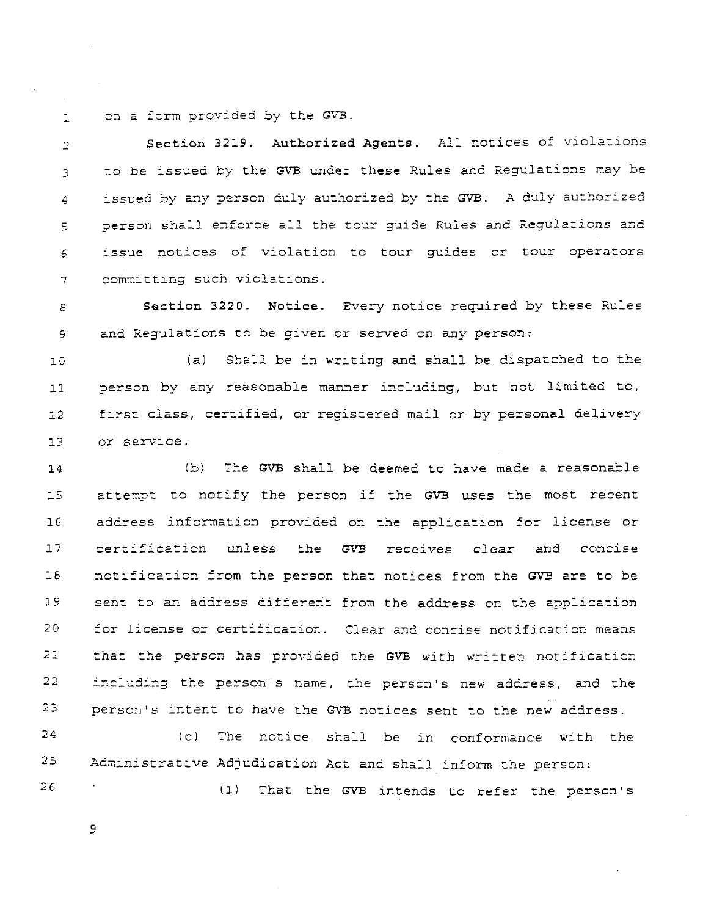on a form provided by the GVB.

**Section 3219. Authorized Agents.** All notices of violations to be issued by the GVB under these Rules and Regulations may be issued by any person duly authorized by the GVB. A duly authorized person shall enforce all the tour guide Rules and Regulations and issue notices of violation to tour guides or tour operators committing such violations.

**Section 3220. Notice.** Every notice required by these Rules and Regulations to be given or served on any person:

(a) Shall be in writing and shall be dispatched to the person by any reasonable manner including, but not limited to, first class, certified, or registered mail or by personal delivery or service.

(b) The GVB shall be deemed to have made a reasonable attempt to notify the person if the GVB uses the most recent address information provided on the application for license or certification unless the GVB receives clear and concise notification from the person that notices from the GVB are to be sent to an address different from the address on the application for license or certification. Clear and concise notification means that the person has provided the GVB with written notification including the person's name, the person's new address, and the person's intent to have the GVB notices sent to the new address.

(c) The notice shall be in conformance with the Administrative Adjudication Act and shall inform the person:

(1) That the GVB intends to refer the person's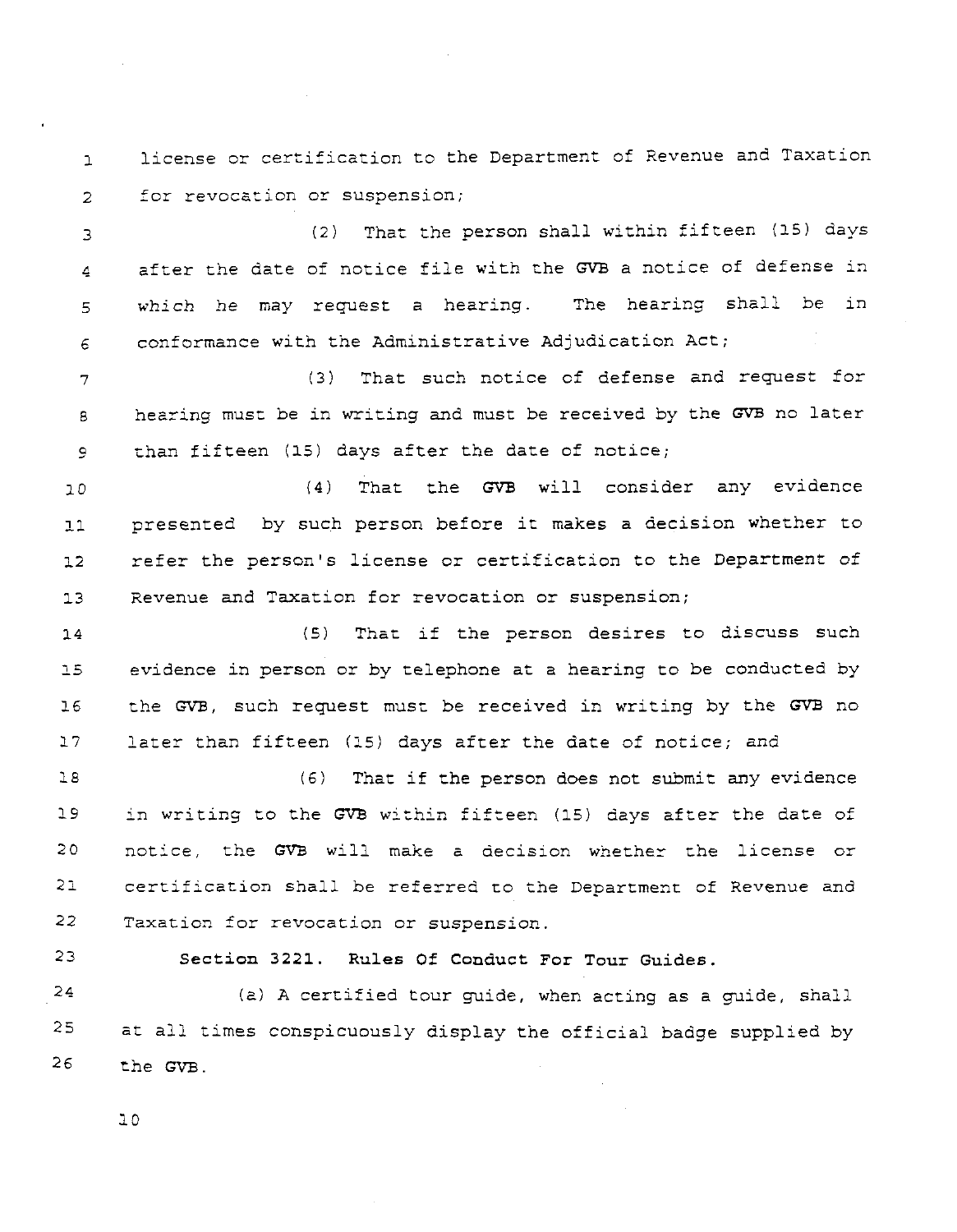license or certification to the Department of Revenue and Taxation for revocation or suspension;

(2) That the person shall within fifteen (15) days after the date of notice file with the GVB a notice of defense in which *he* may request a hearing. The hearing shall be in conformance with the Administrative Adjudication Act;

(3) That such notice of defense and request for hearing must be in writing and must be received by the GVB no later than fifteen (15) days after the date of notice;

(4) That the GVB will consider any evidence presented by such person before it makes a decision whether to refer the person's license or certification to the Department of Revenue and Taxation for revocation or suspension;

(5) That if the person desires to discuss such evidence in person or by telephone at a hearing to be conducted by the GVB, such request must be received in writing by the GVB no later than fifteen (15) days after the date of notice; and

(6) That if the person does not submit any evidence in writing to the GVB within fifteen (15) days after the date of notice, the GVB will make a decision whether the license or certification shall be referred to the Department of Revenue and Taxation for revocation or suspension.

**Section 3221. Rules Of Conduct For Tour Guides.**

(a) A certified tour guide, when acting as a guide, shall at all times conspicuously display the official badge supplied by the GVB.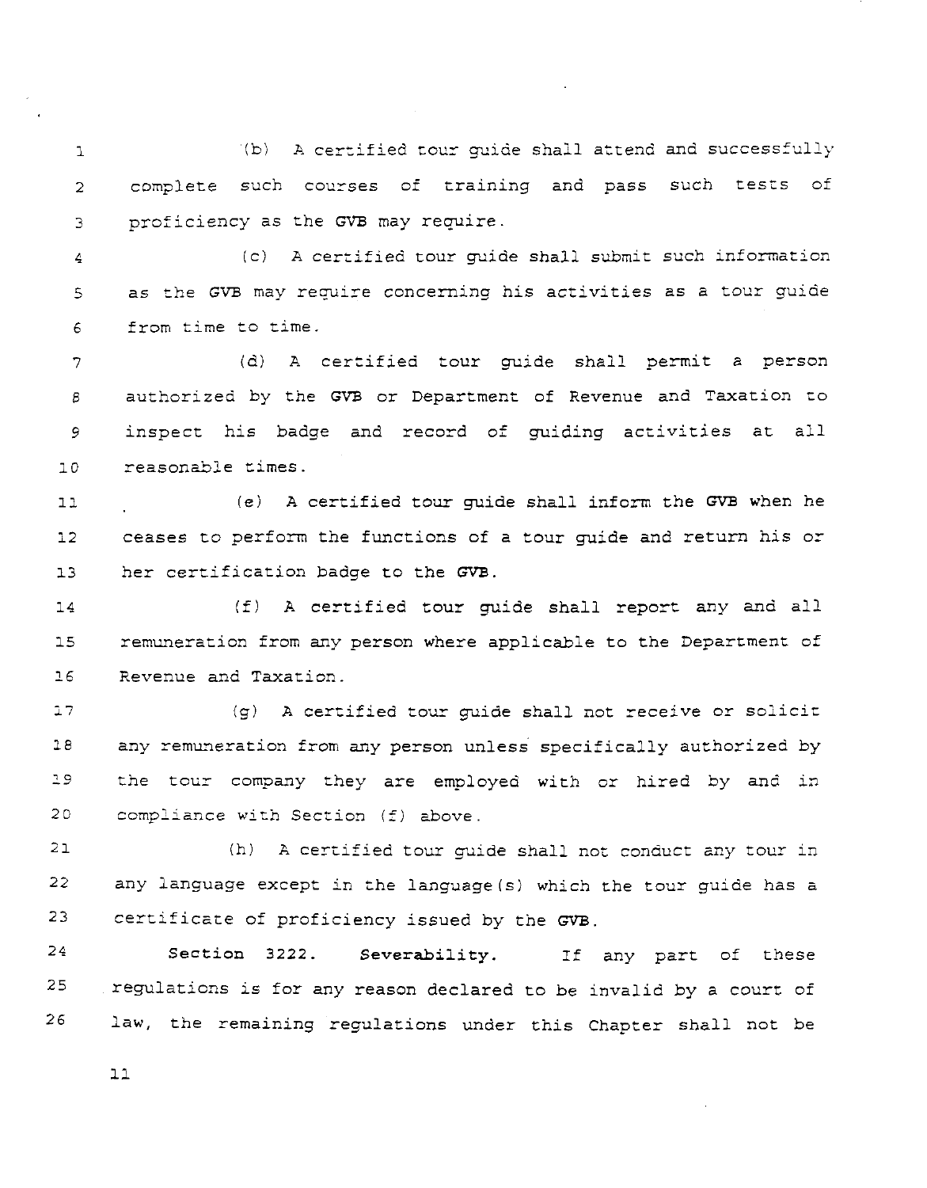(b) A certified tour guide shall attend and successfully complete such courses of training and pass such tests of proficiency as the GVB may require.

(c) A certified tour guide shall submit such information as the GVB may require concerning his activities as a tour guide from time to time.

(d) A certified tour guide shall permit a person authorized by the GVB or Department of Revenue and Taxation to inspect his badge and record of guiding activities at all reasonable times.

(e) A certified tour guide shall inform the GVB when he ceases to perform the functions of a tour guide and return his or her certification badge to the GVB.

(f) A certified tour guide shall report any and all remuneration from any person where applicable to the Department of Revenue and Taxation.

(g) A certified tour guide shall not receive or solicit any remuneration from any person unless specifically authorized by the tour company they are employed with or hired by and in compliance with Section (f) above.

(h) A certified tour guide shall not conduct any tour in any language except in the language(s) which the tour guide has a certificate of proficiency issued by the GVB.

**Section 3222. Severability.** If any part of these regulations is for any reason declared to be invalid by a court of law, the remaining regulations under this Chapter shall not be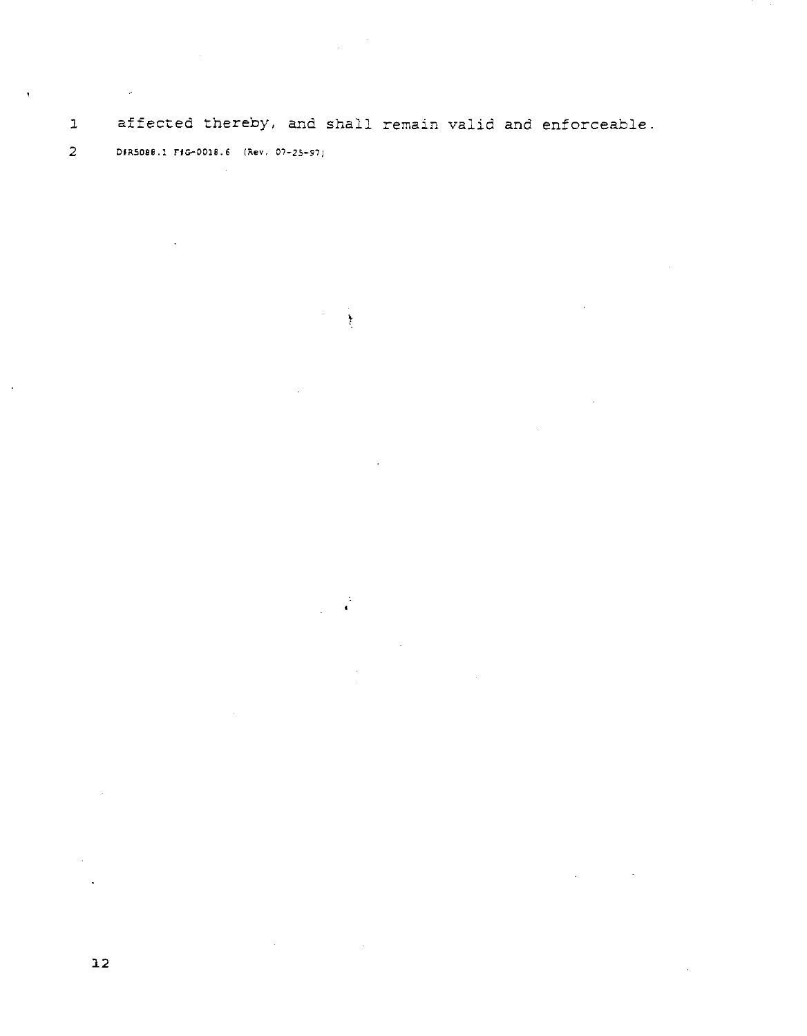affected thereby, and shall remain valid and enforceable.

D#R5088.1 F#G-0018.6 (Rev. 07-25-97)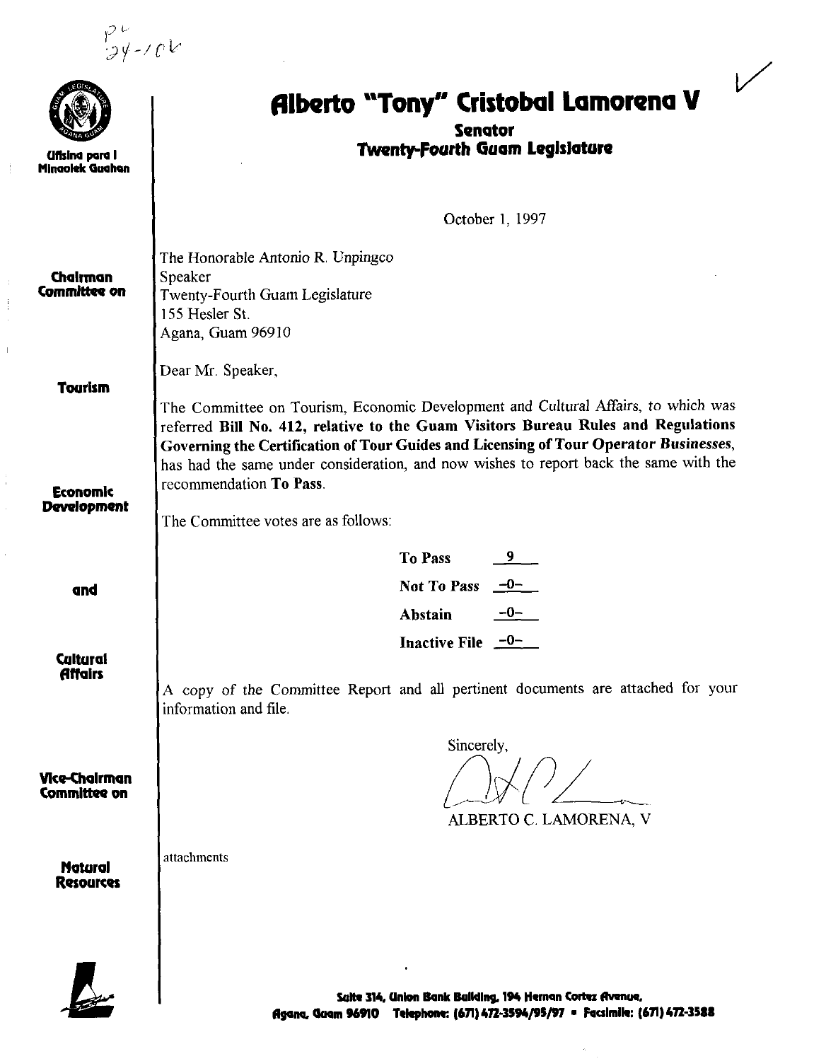PL 24-106

Ufisina para I Minaolek Guahan

# Alberto "Tony" Cristobal Lamorena V

**Senator**
**Twenty-Fourth Guam Legislature**

**Chairman Committee on**

**Tourism**

**Economic Development**

**and**

**Cultural Affairs**

**Vice-Chairman Committee on**

**Natural Resources**

October 1, 1997

The Honorable Antonio R. Unpingco
Speaker
Twenty-Fourth Guam Legislature
155 Hesler St.
Agana, Guam 96910

Dear Mr. Speaker,

The Committee on Tourism, Economic Development and Cultural Affairs, to which was referred **Bill No. 412, relative to the Guam Visitors Bureau Rules and Regulations Governing the Certification of Tour Guides and Licensing of Tour Operator Businesses**, has had the same under consideration, and now wishes to report back the same with the recommendation **To Pass**.

The Committee votes are as follows:

| | |
|---|---|
| **To Pass** | 9 |
| **Not To Pass** | -0- |
| **Abstain** | -0- |
| **Inactive File** | -0- |

A copy of the Committee Report and all pertinent documents are attached for your information and file.

Sincerely,

ALBERTO C. LAMORENA, V

attachments

Suite 314, Union Bank Building, 194 Hernan Cortez Avenue, Agana, Guam 96910 Telephone: (671) 472-3594/95/97 • Facsimile: (671) 472-3588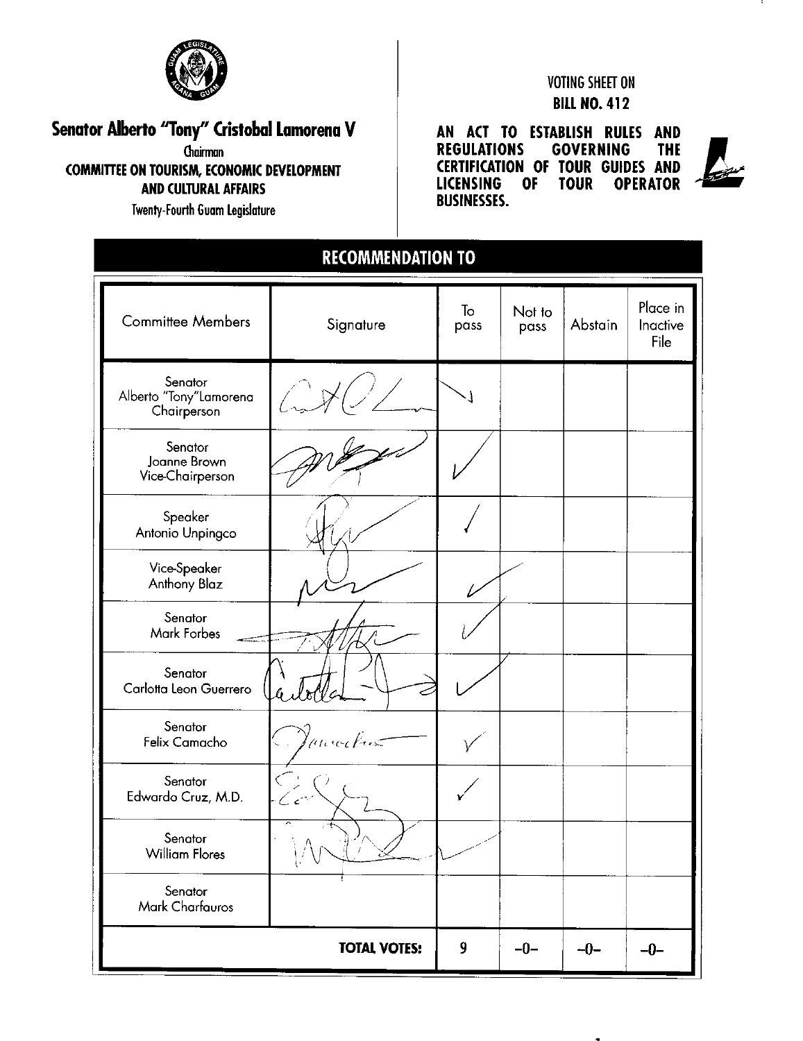**Senator Alberto "Tony" Cristobal Lamorena V**

Chairman

COMMITTEE ON TOURISM, ECONOMIC DEVELOPMENT AND CULTURAL AFFAIRS

Twenty-Fourth Guam Legislature

VOTING SHEET ON

**BILL NO. 412**

**AN ACT TO ESTABLISH RULES AND REGULATIONS GOVERNING THE CERTIFICATION OF TOUR GUIDES AND LICENSING OF TOUR OPERATOR BUSINESSES.**

## RECOMMENDATION TO

| Committee Members | Signature | To pass | Not to pass | Abstain | Place in Inactive File |
|---|---|---|---|---|---|
| Senator Alberto "Tony" Lamorena Chairperson | [signature] | ✓ | | | |
| Senator Joanne Brown Vice-Chairperson | [signature] | ✓ | | | |
| Speaker Antonio Unpingco | [signature] | ✓ | | | |
| Vice-Speaker Anthony Blaz | [signature] | ✓ | | | |
| Senator Mark Forbes | [signature] | ✓ | | | |
| Senator Carlotta Leon Guerrero | [signature] | ✓ | | | |
| Senator Felix Camacho | [signature] | ✓ | | | |
| Senator Edwardo Cruz, M.D. | [signature] | ✓ | | | |
| Senator William Flores | [signature] | ✓ | | | |
| Senator Mark Charfauros | | | | | |
| **TOTAL VOTES:** | | 9 | -0- | -0- | -0- |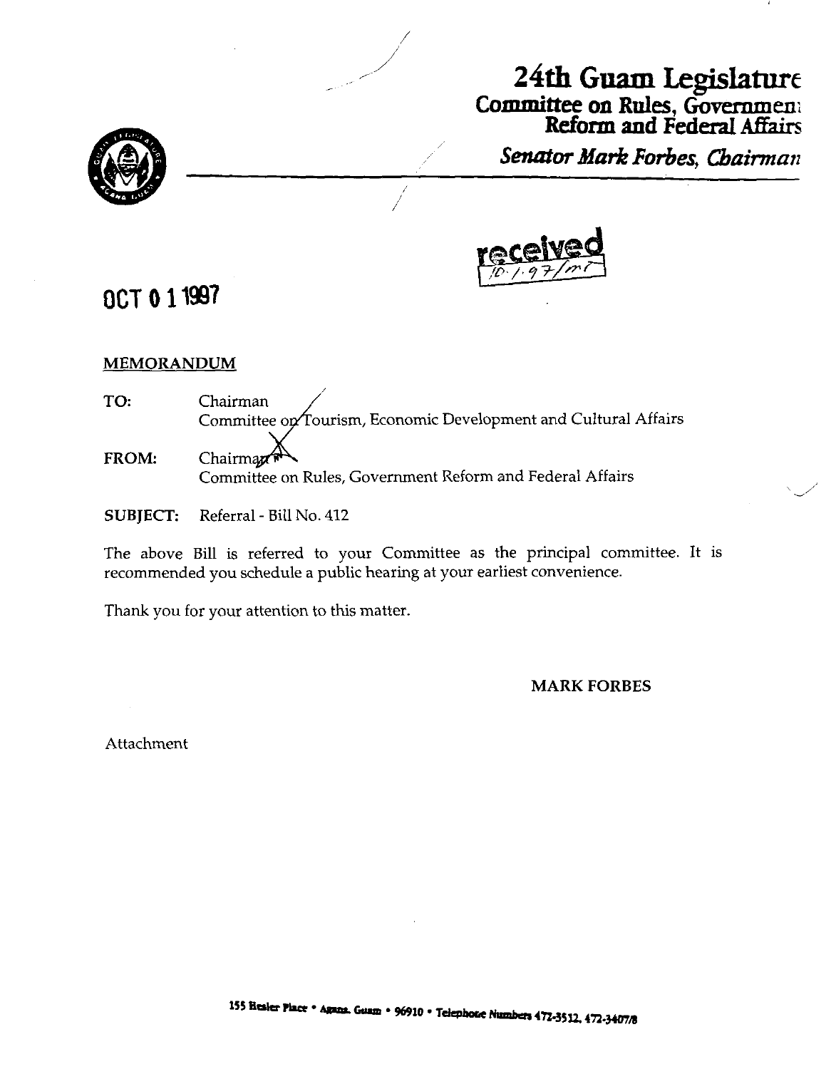# 24th Guam Legislature

## Committee on Rules, Government Reform and Federal Affairs

*Senator Mark Forbes, Chairman*

received
10.1.97/mr

OCT 0 1 1997

**MEMORANDUM**

**TO:** Chairman
Committee on Tourism, Economic Development and Cultural Affairs

**FROM:** Chairman
Committee on Rules, Government Reform and Federal Affairs

**SUBJECT:** Referral - Bill No. 412

The above Bill is referred to your Committee as the principal committee. It is recommended you schedule a public hearing at your earliest convenience.

Thank you for your attention to this matter.

MARK FORBES

Attachment

155 Hesler Place • Agana, Guam • 96910 • Telephone Numbers 472-3512, 472-3407/8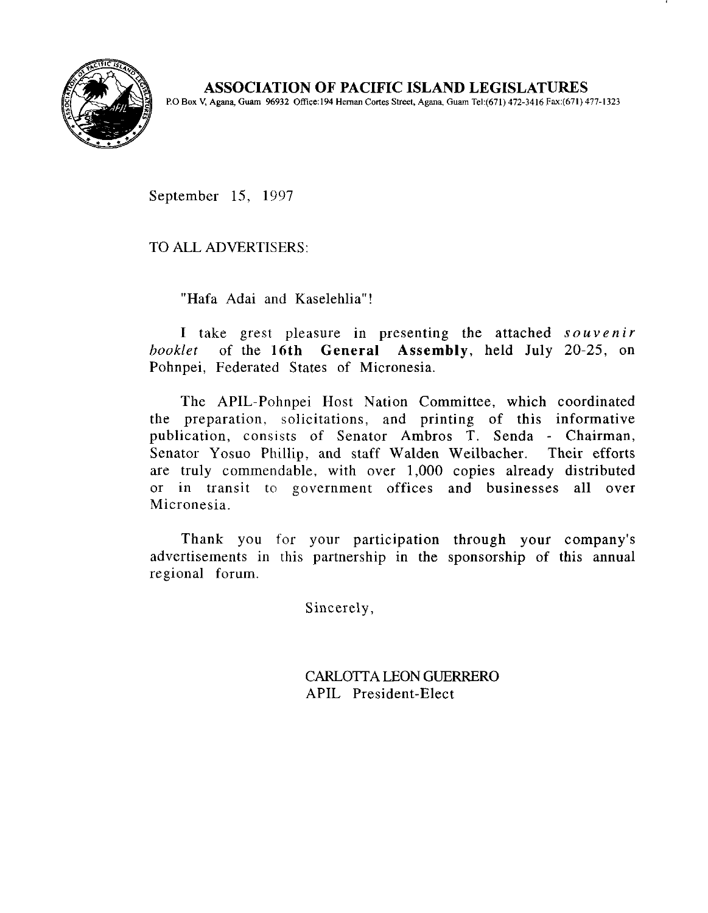# ASSOCIATION OF PACIFIC ISLAND LEGISLATURES

P.O Box V, Agana, Guam 96932 Office:194 Hernan Cortes Street, Agana, Guam Tel:(671) 472-3416 Fax:(671) 477-1323

September 15, 1997

TO ALL ADVERTISERS:

"Hafa Adai and Kaselehlia"!

I take grest pleasure in presenting the attached *souvenir booklet* of the **16th General Assembly**, held July 20-25, on Pohnpei, Federated States of Micronesia.

The APIL-Pohnpei Host Nation Committee, which coordinated the preparation, solicitations, and printing of this informative publication, consists of Senator Ambros T. Senda - Chairman, Senator Yosuo Phillip, and staff Walden Weilbacher. Their efforts are truly commendable, with over 1,000 copies already distributed or in transit to government offices and businesses all over Micronesia.

Thank you for your participation through your company's advertisements in this partnership in the sponsorship of this annual regional forum.

Sincerely,

CARLOTTA LEON GUERRERO
APIL President-Elect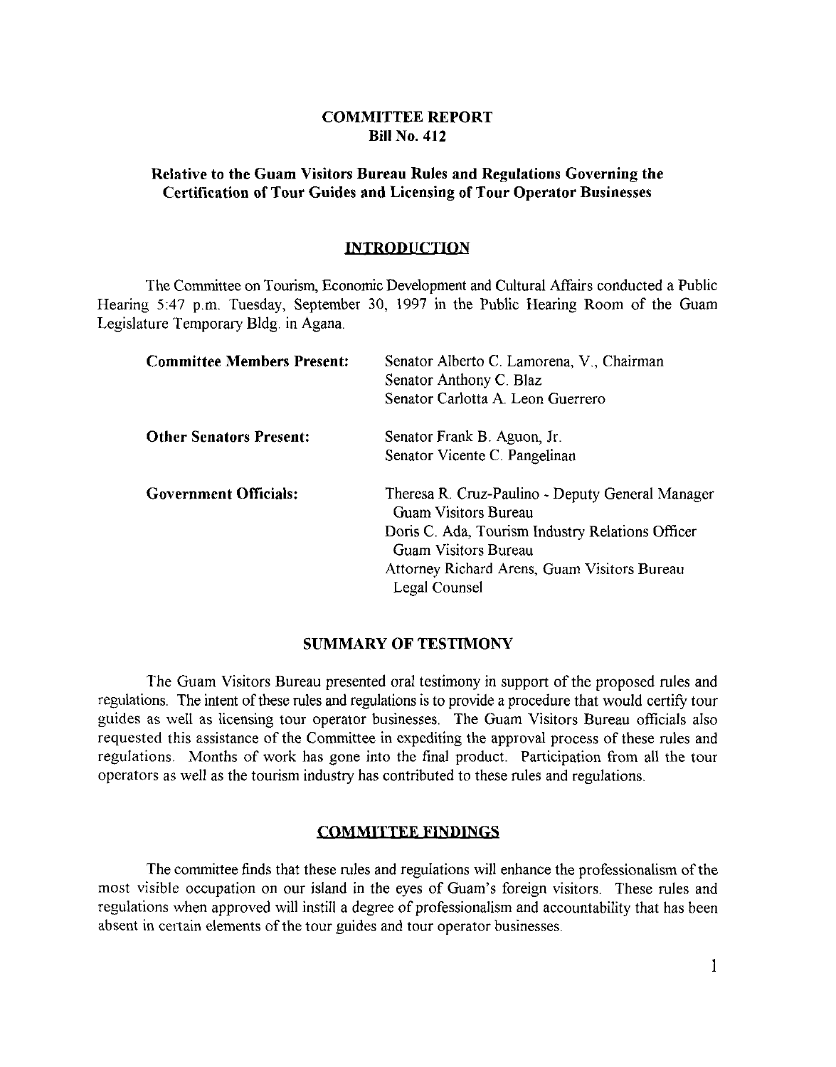# COMMITTEE REPORT
## Bill No. 412

### Relative to the Guam Visitors Bureau Rules and Regulations Governing the Certification of Tour Guides and Licensing of Tour Operator Businesses

## INTRODUCTION

The Committee on Tourism, Economic Development and Cultural Affairs conducted a Public Hearing 5:47 p.m. Tuesday, September 30, 1997 in the Public Hearing Room of the Guam Legislature Temporary Bldg. in Agana.

| | |
|---|---|
| **Committee Members Present:** | Senator Alberto C. Lamorena, V., Chairman<br>Senator Anthony C. Blaz<br>Senator Carlotta A. Leon Guerrero |
| **Other Senators Present:** | Senator Frank B. Aguon, Jr.<br>Senator Vicente C. Pangelinan |
| **Government Officials:** | Theresa R. Cruz-Paulino - Deputy General Manager Guam Visitors Bureau<br>Doris C. Ada, Tourism Industry Relations Officer Guam Visitors Bureau<br>Attorney Richard Arens, Guam Visitors Bureau Legal Counsel |

## SUMMARY OF TESTIMONY

The Guam Visitors Bureau presented oral testimony in support of the proposed rules and regulations. The intent of these rules and regulations is to provide a procedure that would certify tour guides as well as licensing tour operator businesses. The Guam Visitors Bureau officials also requested this assistance of the Committee in expediting the approval process of these rules and regulations. Months of work has gone into the final product. Participation from all the tour operators as well as the tourism industry has contributed to these rules and regulations.

## COMMITTEE FINDINGS

The committee finds that these rules and regulations will enhance the professionalism of the most visible occupation on our island in the eyes of Guam's foreign visitors. These rules and regulations when approved will instill a degree of professionalism and accountability that has been absent in certain elements of the tour guides and tour operator businesses.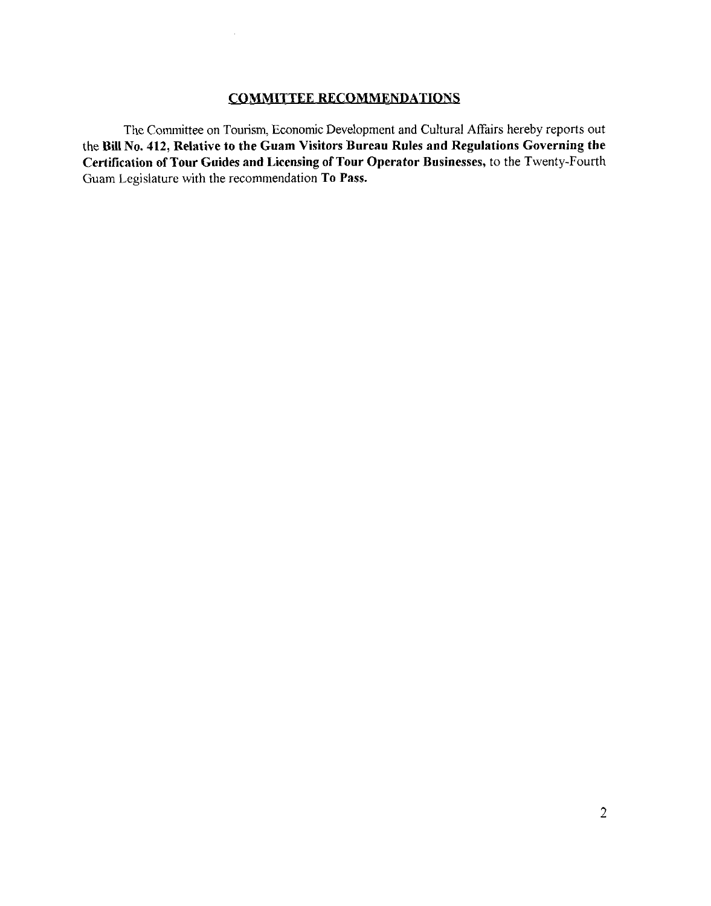## COMMITTEE RECOMMENDATIONS

The Committee on Tourism, Economic Development and Cultural Affairs hereby reports out the **Bill No. 412, Relative to the Guam Visitors Bureau Rules and Regulations Governing the Certification of Tour Guides and Licensing of Tour Operator Businesses,** to the Twenty-Fourth Guam Legislature with the recommendation **To Pass.**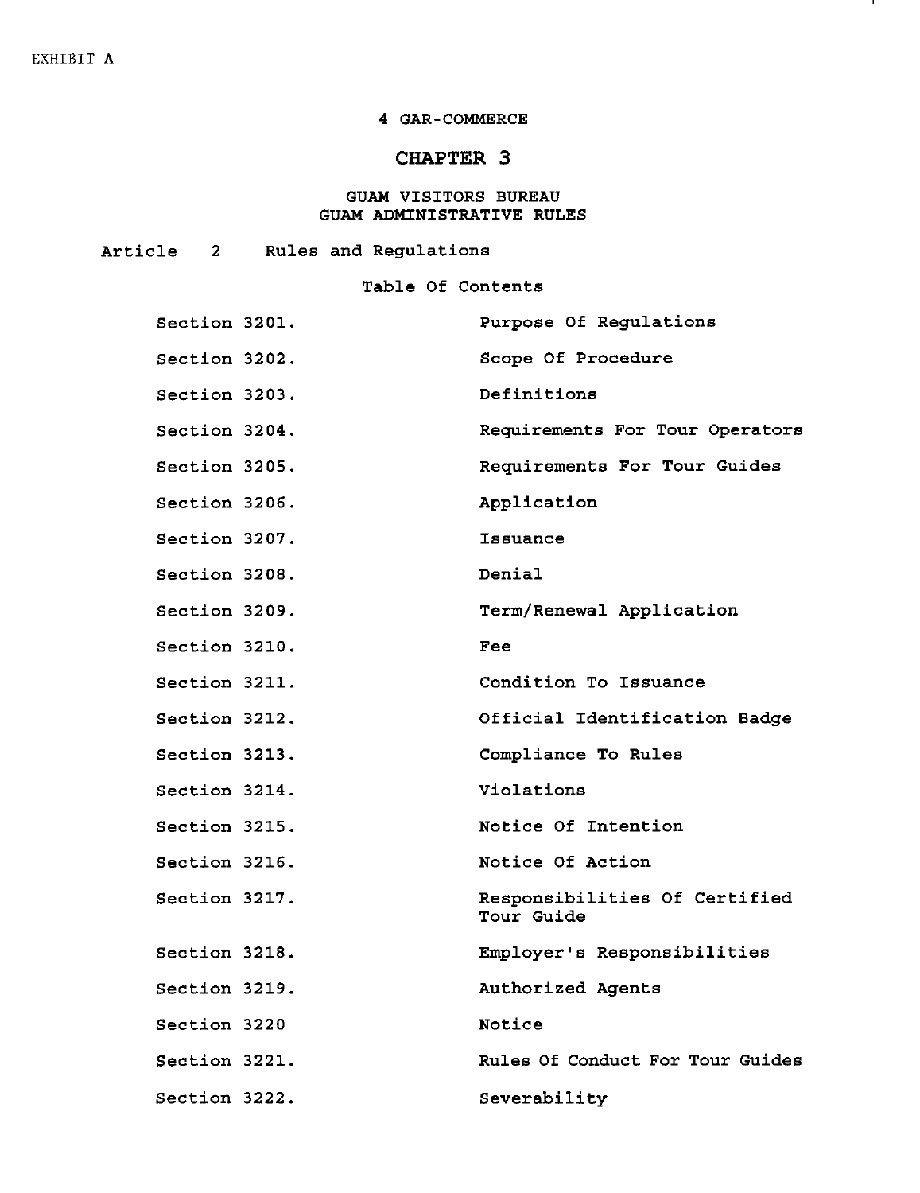EXHIBIT **A**

4 GAR-COMMERCE

# CHAPTER 3

## GUAM VISITORS BUREAU
## GUAM ADMINISTRATIVE RULES

Article 2 Rules and Regulations

### Table Of Contents

| | |
|---|---|
| Section 3201. | Purpose Of Regulations |
| Section 3202. | Scope Of Procedure |
| Section 3203. | Definitions |
| Section 3204. | Requirements For Tour Operators |
| Section 3205. | Requirements For Tour Guides |
| Section 3206. | Application |
| Section 3207. | Issuance |
| Section 3208. | Denial |
| Section 3209. | Term/Renewal Application |
| Section 3210. | Fee |
| Section 3211. | Condition To Issuance |
| Section 3212. | Official Identification Badge |
| Section 3213. | Compliance To Rules |
| Section 3214. | Violations |
| Section 3215. | Notice Of Intention |
| Section 3216. | Notice Of Action |
| Section 3217. | Responsibilities Of Certified Tour Guide |
| Section 3218. | Employer's Responsibilities |
| Section 3219. | Authorized Agents |
| Section 3220 | Notice |
| Section 3221. | Rules Of Conduct For Tour Guides |
| Section 3222. | Severability |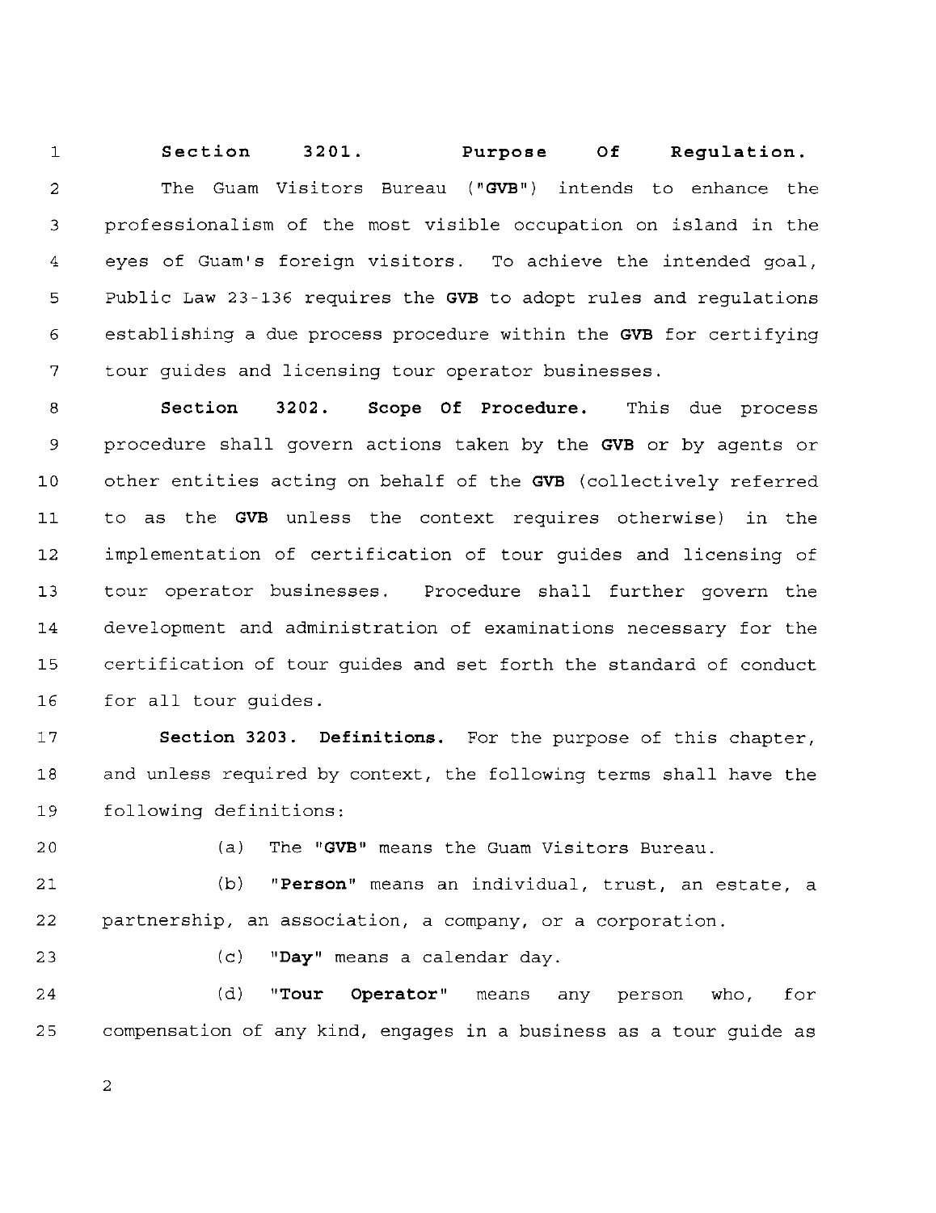**Section 3201. Purpose Of Regulation.** The Guam Visitors Bureau ("**GVB**") intends to enhance the professionalism of the most visible occupation on island in the eyes of Guam's foreign visitors. To achieve the intended goal, Public Law 23-136 requires the **GVB** to adopt rules and regulations establishing a due process procedure within the **GVB** for certifying tour guides and licensing tour operator businesses.

**Section 3202. Scope Of Procedure.** This due process procedure shall govern actions taken by the **GVB** or by agents or other entities acting on behalf of the **GVB** (collectively referred to as the **GVB** unless the context requires otherwise) in the implementation of certification of tour guides and licensing of tour operator businesses. Procedure shall further govern the development and administration of examinations necessary for the certification of tour guides and set forth the standard of conduct for all tour guides.

**Section 3203. Definitions.** For the purpose of this chapter, and unless required by context, the following terms shall have the following definitions:

(a) The "**GVB**" means the Guam Visitors Bureau.

(b) "**Person**" means an individual, trust, an estate, a partnership, an association, a company, or a corporation.

(c) "**Day**" means a calendar day.

(d) "**Tour Operator**" means any person who, for compensation of any kind, engages in a business as a tour guide as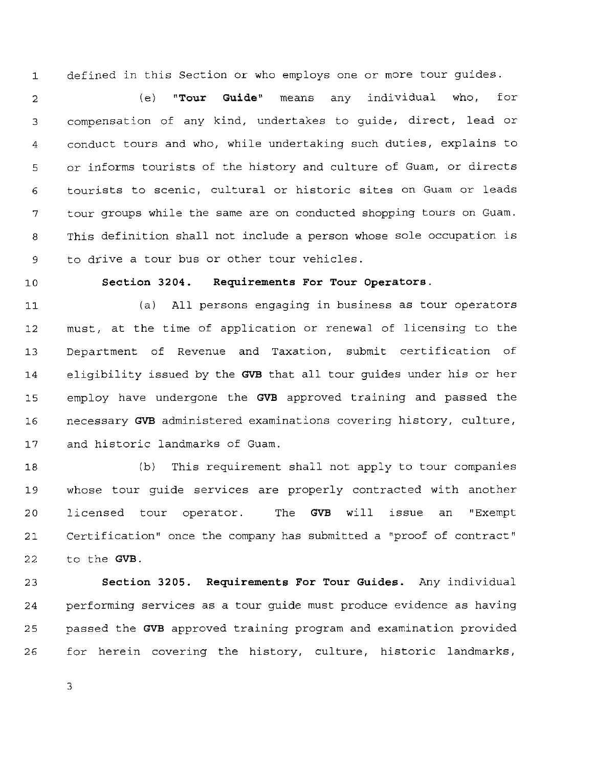defined in this Section or who employs one or more tour guides.

(e) **"Tour Guide"** means any individual who, for compensation of any kind, undertakes to guide, direct, lead or conduct tours and who, while undertaking such duties, explains to or informs tourists of the history and culture of Guam, or directs tourists to scenic, cultural or historic sites on Guam or leads tour groups while the same are on conducted shopping tours on Guam. This definition shall not include a person whose sole occupation is to drive a tour bus or other tour vehicles.

**Section 3204. Requirements For Tour Operators.**

(a) All persons engaging in business as tour operators must, at the time of application or renewal of licensing to the Department of Revenue and Taxation, submit certification of eligibility issued by the **GVB** that all tour guides under his or her employ have undergone the **GVB** approved training and passed the necessary **GVB** administered examinations covering history, culture, and historic landmarks of Guam.

(b) This requirement shall not apply to tour companies whose tour guide services are properly contracted with another licensed tour operator. The **GVB** will issue an "Exempt Certification" once the company has submitted a "proof of contract" to the **GVB**.

**Section 3205. Requirements For Tour Guides.** Any individual performing services as a tour guide must produce evidence as having passed the **GVB** approved training program and examination provided for herein covering the history, culture, historic landmarks,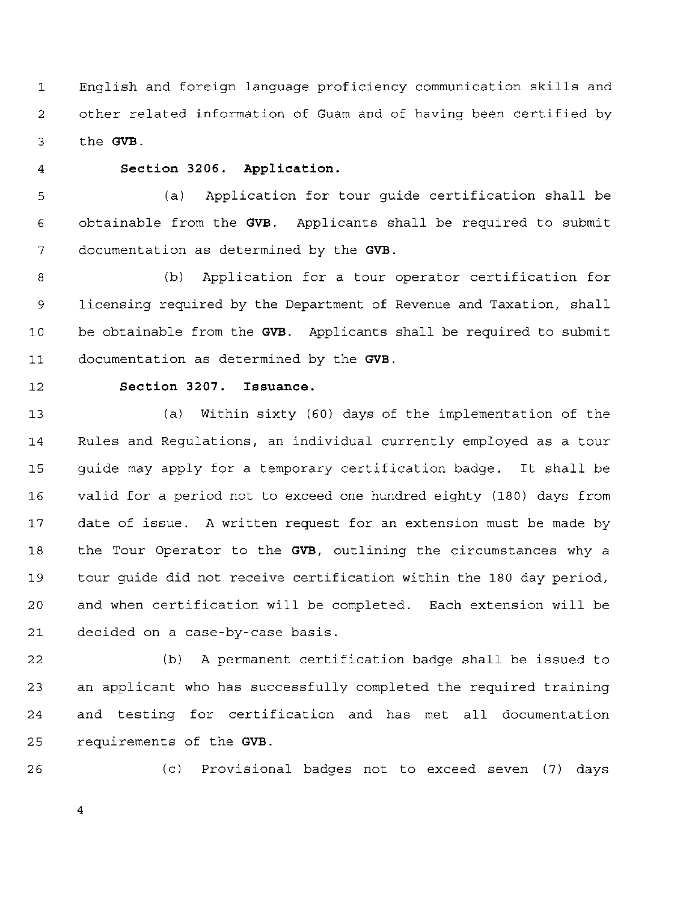English and foreign language proficiency communication skills and other related information of Guam and of having been certified by the **GVB**.

**Section 3206. Application.**

(a) Application for tour guide certification shall be obtainable from the **GVB**. Applicants shall be required to submit documentation as determined by the **GVB**.

(b) Application for a tour operator certification for licensing required by the Department of Revenue and Taxation, shall be obtainable from the **GVB**. Applicants shall be required to submit documentation as determined by the **GVB**.

**Section 3207. Issuance.**

(a) Within sixty (60) days of the implementation of the Rules and Regulations, an individual currently employed as a tour guide may apply for a temporary certification badge. It shall be valid for a period not to exceed one hundred eighty (180) days from date of issue. A written request for an extension must be made by the Tour Operator to the **GVB**, outlining the circumstances why a tour guide did not receive certification within the 180 day period, and when certification will be completed. Each extension will be decided on a case-by-case basis.

(b) A permanent certification badge shall be issued to an applicant who has successfully completed the required training and testing for certification and has met all documentation requirements of the **GVB**.

(c) Provisional badges not to exceed seven (7) days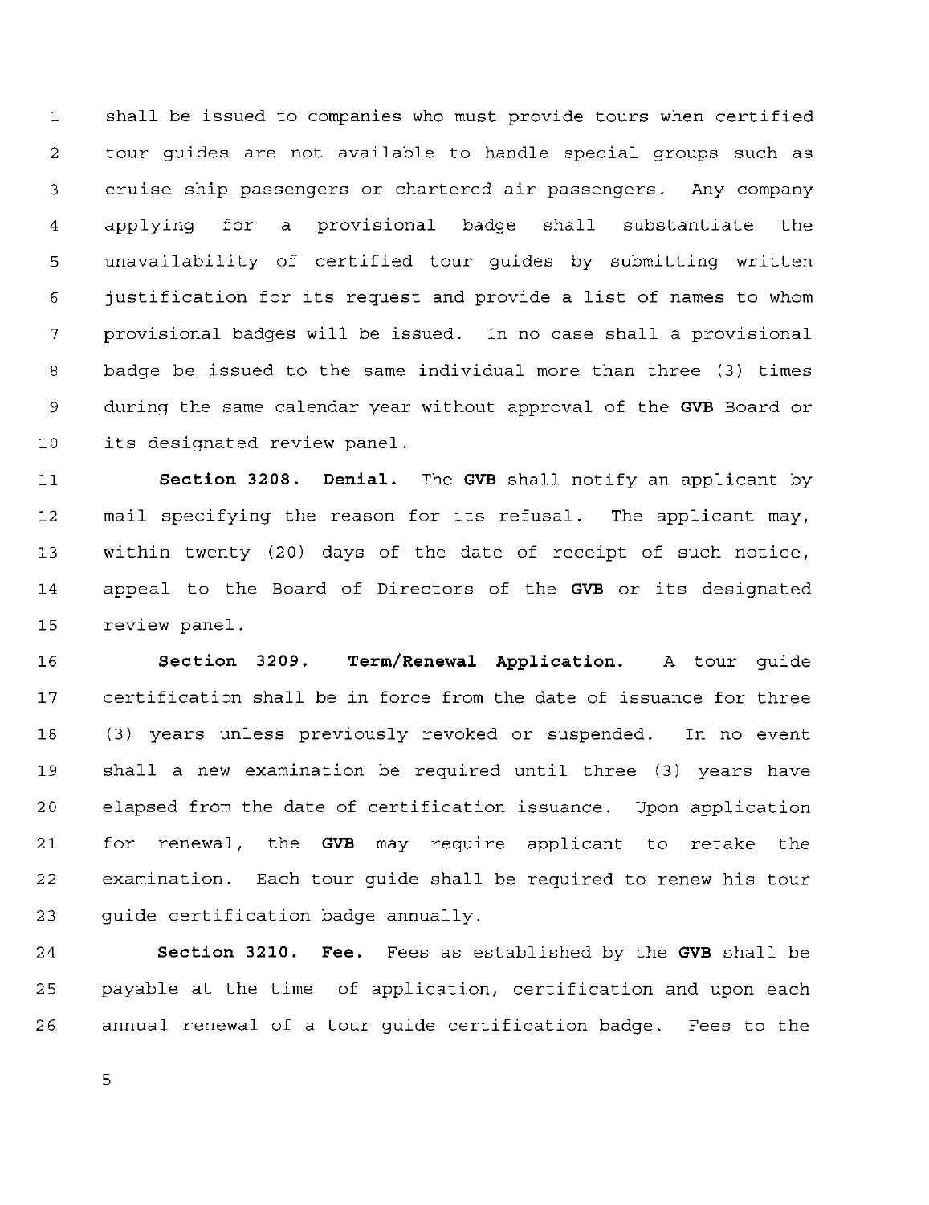shall be issued to companies who must provide tours when certified tour guides are not available to handle special groups such as cruise ship passengers or chartered air passengers. Any company applying for a provisional badge shall substantiate the unavailability of certified tour guides by submitting written justification for its request and provide a list of names to whom provisional badges will be issued. In no case shall a provisional badge be issued to the same individual more than three (3) times during the same calendar year without approval of the **GVB** Board or its designated review panel.

**Section 3208. Denial.** The **GVB** shall notify an applicant by mail specifying the reason for its refusal. The applicant may, within twenty (20) days of the date of receipt of such notice, appeal to the Board of Directors of the **GVB** or its designated review panel.

**Section 3209. Term/Renewal Application.** A tour guide certification shall be in force from the date of issuance for three (3) years unless previously revoked or suspended. In no event shall a new examination be required until three (3) years have elapsed from the date of certification issuance. Upon application for renewal, the **GVB** may require applicant to retake the examination. Each tour guide shall be required to renew his tour guide certification badge annually.

**Section 3210. Fee.** Fees as established by the **GVB** shall be payable at the time of application, certification and upon each annual renewal of a tour guide certification badge. Fees to the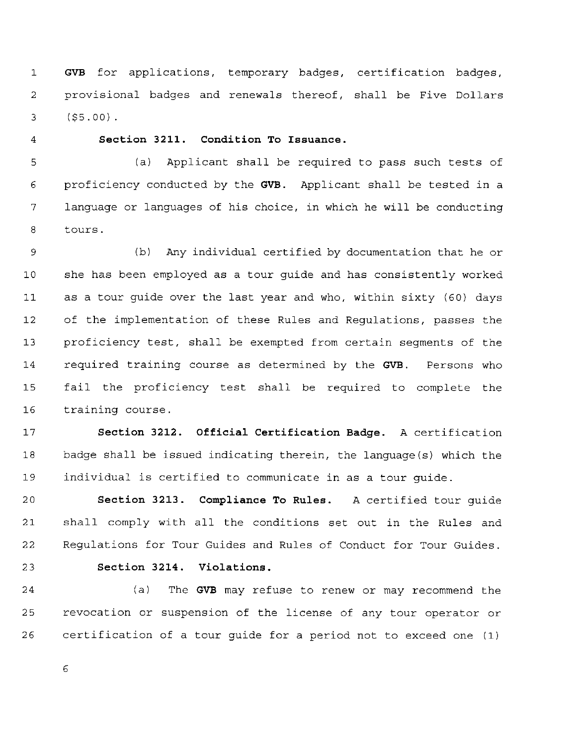**GVB** for applications, temporary badges, certification badges, provisional badges and renewals thereof, shall be Five Dollars ($5.00).

**Section 3211. Condition To Issuance.**

(a) Applicant shall be required to pass such tests of proficiency conducted by the **GVB**. Applicant shall be tested in a language or languages of his choice, in which he will be conducting tours.

(b) Any individual certified by documentation that he or she has been employed as a tour guide and has consistently worked as a tour guide over the last year and who, within sixty (60) days of the implementation of these Rules and Regulations, passes the proficiency test, shall be exempted from certain segments of the required training course as determined by the **GVB**. Persons who fail the proficiency test shall be required to complete the training course.

**Section 3212. Official Certification Badge.** A certification badge shall be issued indicating therein, the language(s) which the individual is certified to communicate in as a tour guide.

**Section 3213. Compliance To Rules.** A certified tour guide shall comply with all the conditions set out in the Rules and Regulations for Tour Guides and Rules of Conduct for Tour Guides.

**Section 3214. Violations.**

(a) The **GVB** may refuse to renew or may recommend the revocation or suspension of the license of any tour operator or certification of a tour guide for a period not to exceed one (1)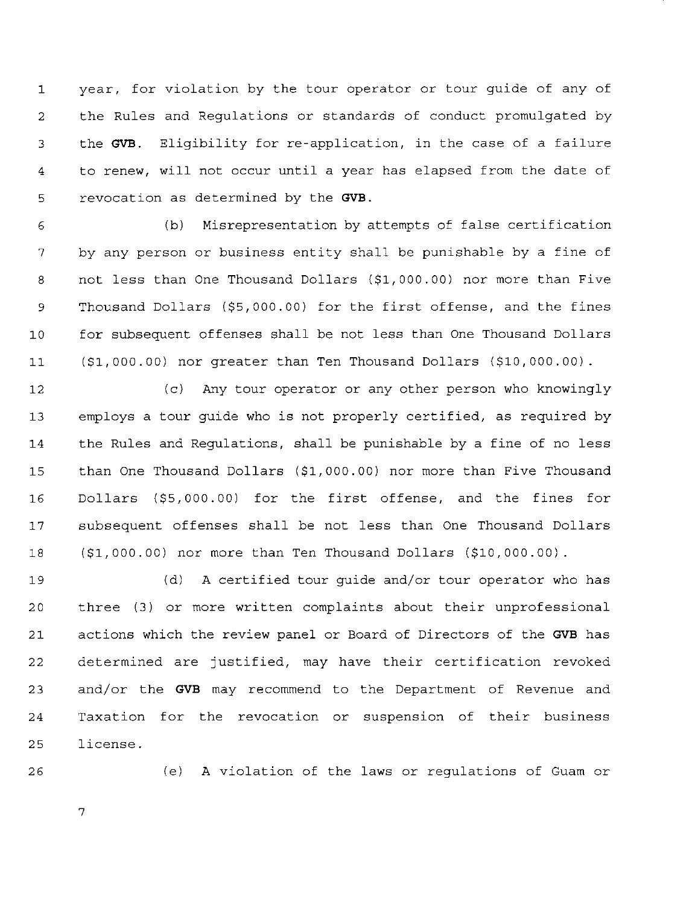year, for violation by the tour operator or tour guide of any of the Rules and Regulations or standards of conduct promulgated by the **GVB**. Eligibility for re-application, in the case of a failure to renew, will not occur until a year has elapsed from the date of revocation as determined by the **GVB**.

(b) Misrepresentation by attempts of false certification by any person or business entity shall be punishable by a fine of not less than One Thousand Dollars ($1,000.00) nor more than Five Thousand Dollars ($5,000.00) for the first offense, and the fines for subsequent offenses shall be not less than One Thousand Dollars ($1,000.00) nor greater than Ten Thousand Dollars ($10,000.00).

(c) Any tour operator or any other person who knowingly employs a tour guide who is not properly certified, as required by the Rules and Regulations, shall be punishable by a fine of no less than One Thousand Dollars ($1,000.00) nor more than Five Thousand Dollars ($5,000.00) for the first offense, and the fines for subsequent offenses shall be not less than One Thousand Dollars ($1,000.00) nor more than Ten Thousand Dollars ($10,000.00).

(d) A certified tour guide and/or tour operator who has three (3) or more written complaints about their unprofessional actions which the review panel or Board of Directors of the **GVB** has determined are justified, may have their certification revoked and/or the **GVB** may recommend to the Department of Revenue and Taxation for the revocation or suspension of their business license.

(e) A violation of the laws or regulations of Guam or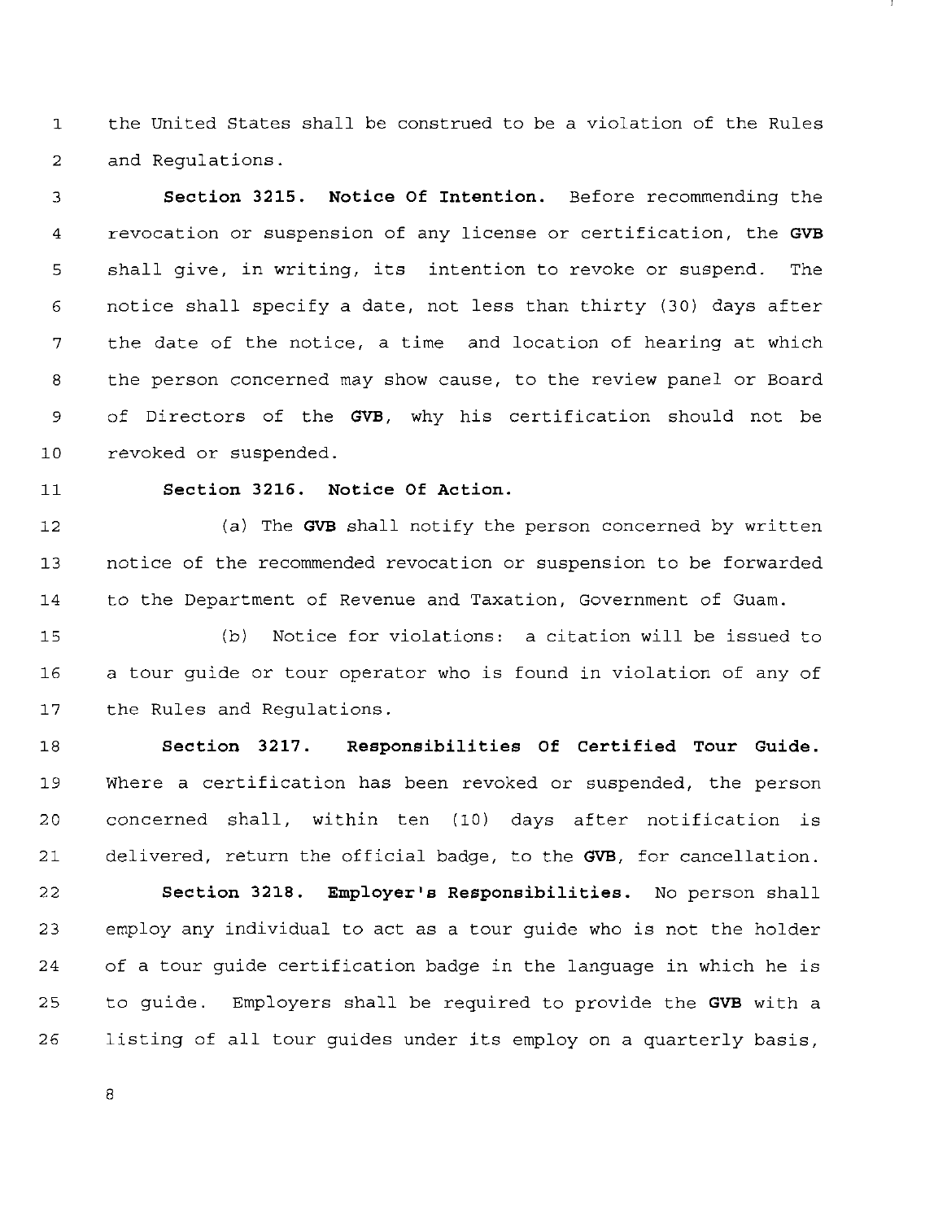the United States shall be construed to be a violation of the Rules and Regulations.

**Section 3215. Notice Of Intention.** Before recommending the revocation or suspension of any license or certification, the **GVB** shall give, in writing, its intention to revoke or suspend. The notice shall specify a date, not less than thirty (30) days after the date of the notice, a time and location of hearing at which the person concerned may show cause, to the review panel or Board of Directors of the **GVB**, why his certification should not be revoked or suspended.

**Section 3216. Notice Of Action.**

(a) The **GVB** shall notify the person concerned by written notice of the recommended revocation or suspension to be forwarded to the Department of Revenue and Taxation, Government of Guam.

(b) Notice for violations: a citation will be issued to a tour guide or tour operator who is found in violation of any of the Rules and Regulations.

**Section 3217. Responsibilities Of Certified Tour Guide.** Where a certification has been revoked or suspended, the person concerned shall, within ten (10) days after notification is delivered, return the official badge, to the **GVB**, for cancellation.

**Section 3218. Employer's Responsibilities.** No person shall employ any individual to act as a tour guide who is not the holder of a tour guide certification badge in the language in which he is to guide. Employers shall be required to provide the **GVB** with a listing of all tour guides under its employ on a quarterly basis,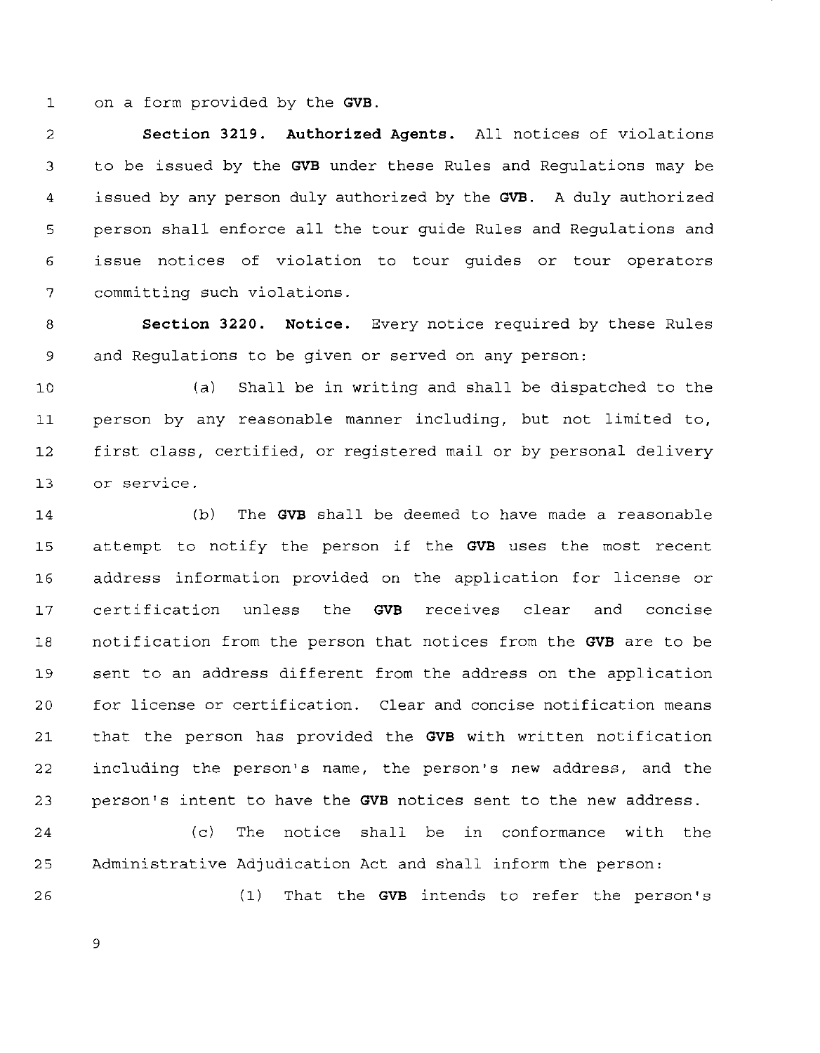on a form provided by the **GVB**.

**Section 3219. Authorized Agents.** All notices of violations to be issued by the **GVB** under these Rules and Regulations may be issued by any person duly authorized by the **GVB**. A duly authorized person shall enforce all the tour guide Rules and Regulations and issue notices of violation to tour guides or tour operators committing such violations.

**Section 3220. Notice.** Every notice required by these Rules and Regulations to be given or served on any person:

(a) Shall be in writing and shall be dispatched to the person by any reasonable manner including, but not limited to, first class, certified, or registered mail or by personal delivery or service.

(b) The **GVB** shall be deemed to have made a reasonable attempt to notify the person if the **GVB** uses the most recent address information provided on the application for license or certification unless the **GVB** receives clear and concise notification from the person that notices from the **GVB** are to be sent to an address different from the address on the application for license or certification. Clear and concise notification means that the person has provided the **GVB** with written notification including the person's name, the person's new address, and the person's intent to have the **GVB** notices sent to the new address.

(c) The notice shall be in conformance with the Administrative Adjudication Act and shall inform the person:

(1) That the **GVB** intends to refer the person's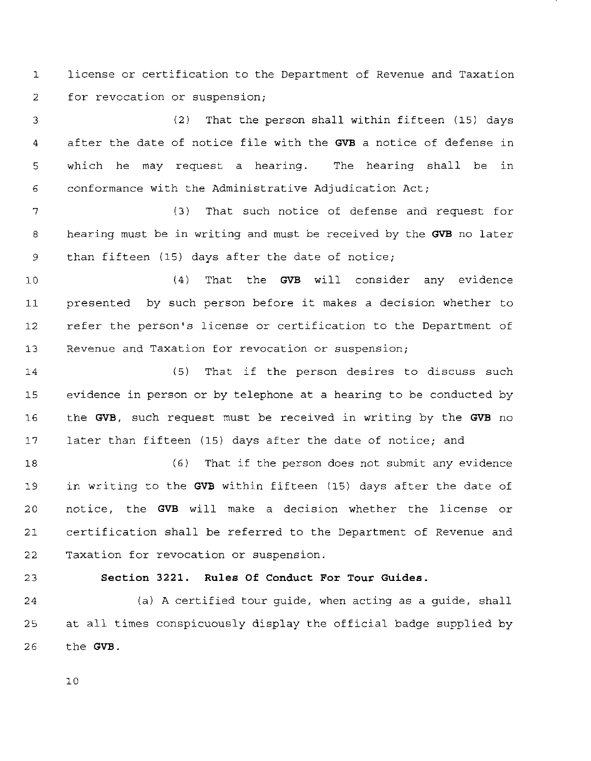license or certification to the Department of Revenue and Taxation for revocation or suspension;

(2) That the person shall within fifteen (15) days after the date of notice file with the **GVB** a notice of defense in which he may request a hearing. The hearing shall be in conformance with the Administrative Adjudication Act;

(3) That such notice of defense and request for hearing must be in writing and must be received by the **GVB** no later than fifteen (15) days after the date of notice;

(4) That the **GVB** will consider any evidence presented by such person before it makes a decision whether to refer the person's license or certification to the Department of Revenue and Taxation for revocation or suspension;

(5) That if the person desires to discuss such evidence in person or by telephone at a hearing to be conducted by the **GVB**, such request must be received in writing by the **GVB** no later than fifteen (15) days after the date of notice; and

(6) That if the person does not submit any evidence in writing to the **GVB** within fifteen (15) days after the date of notice, the **GVB** will make a decision whether the license or certification shall be referred to the Department of Revenue and Taxation for revocation or suspension.

**Section 3221. Rules Of Conduct For Tour Guides.**

(a) A certified tour guide, when acting as a guide, shall at all times conspicuously display the official badge supplied by the **GVB**.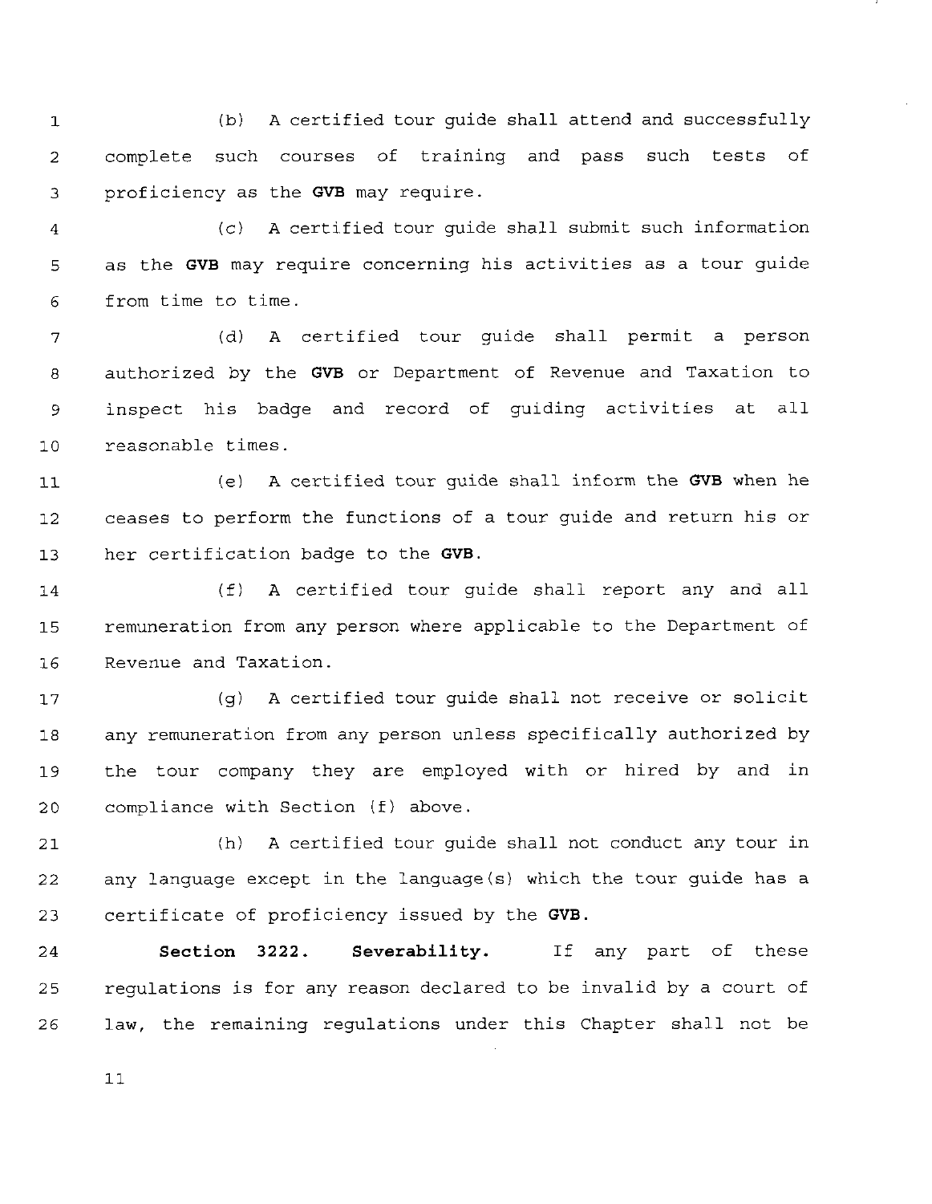(b) A certified tour guide shall attend and successfully complete such courses of training and pass such tests of proficiency as the **GVB** may require.

(c) A certified tour guide shall submit such information as the **GVB** may require concerning his activities as a tour guide from time to time.

(d) A certified tour guide shall permit a person authorized by the **GVB** or Department of Revenue and Taxation to inspect his badge and record of guiding activities at all reasonable times.

(e) A certified tour guide shall inform the **GVB** when he ceases to perform the functions of a tour guide and return his or her certification badge to the **GVB**.

(f) A certified tour guide shall report any and all remuneration from any person where applicable to the Department of Revenue and Taxation.

(g) A certified tour guide shall not receive or solicit any remuneration from any person unless specifically authorized by the tour company they are employed with or hired by and in compliance with Section (f) above.

(h) A certified tour guide shall not conduct any tour in any language except in the language(s) which the tour guide has a certificate of proficiency issued by the **GVB**.

**Section 3222. Severability.** If any part of these regulations is for any reason declared to be invalid by a court of law, the remaining regulations under this Chapter shall not be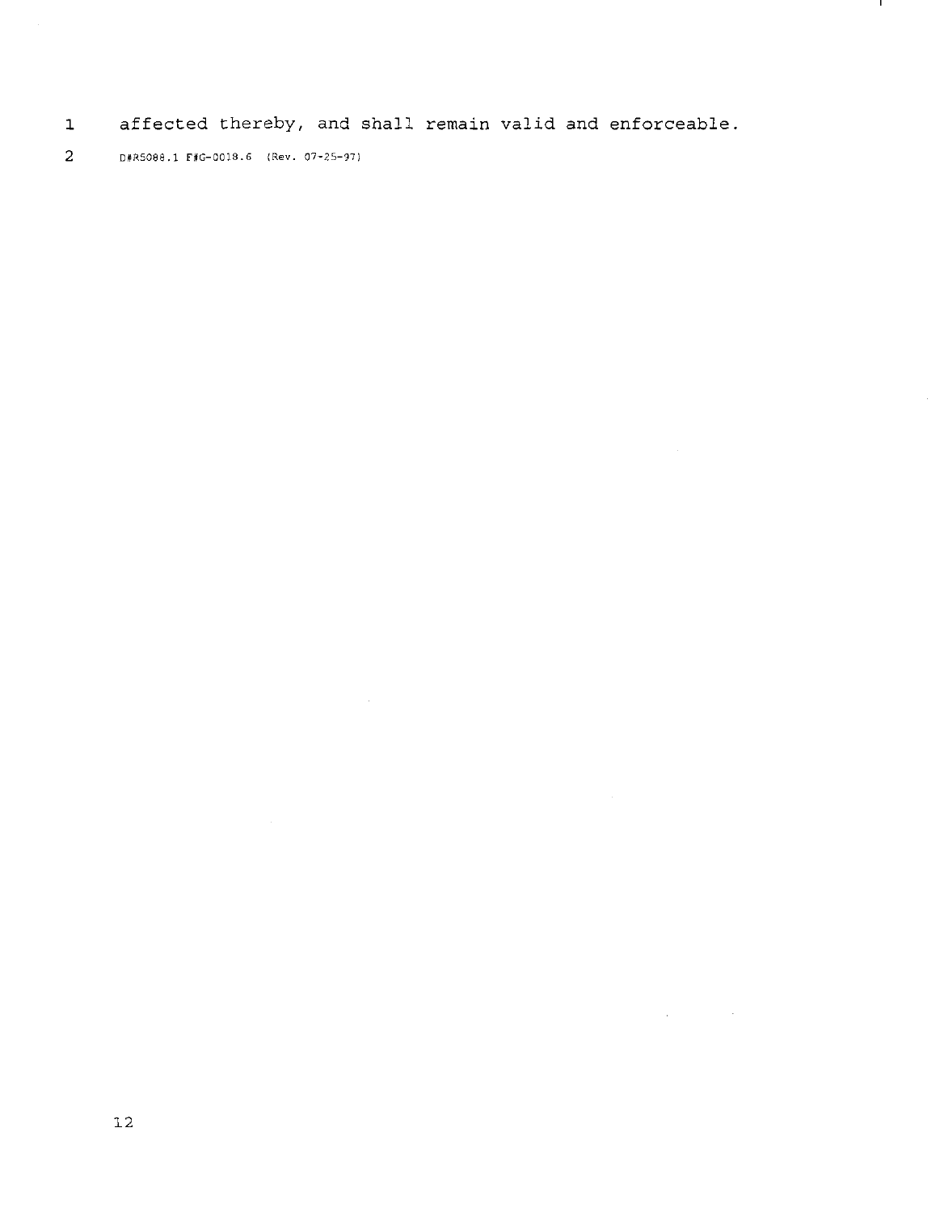affected thereby, and shall remain valid and enforceable.

D#R5088.1 F#G-0018.6 (Rev. 07-25-97)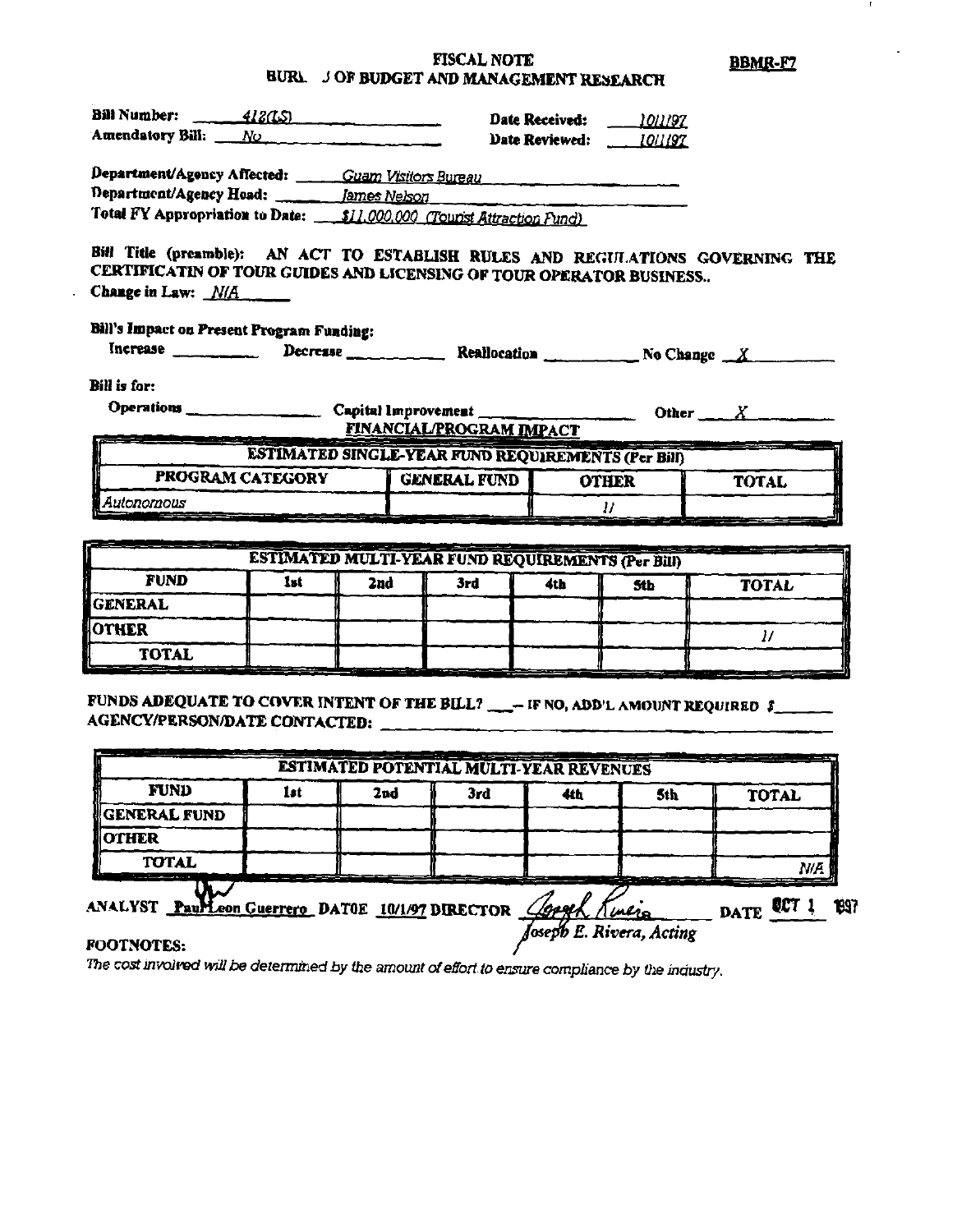**FISCAL NOTE**
**BURL J OF BUDGET AND MANAGEMENT RESEARCH**

**BBMR-F7**

**Bill Number:** 412(LS)
**Amendatory Bill:** No

**Date Received:** 10/1/97
**Date Reviewed:** 10/1/97

**Department/Agency Affected:** Guam Visitors Bureau
**Department/Agency Head:** James Nelson
**Total FY Appropriation to Date:** $11,000,000 (Tourist Attraction Fund)

**Bill Title (preamble):** AN ACT TO ESTABLISH RULES AND REGULATIONS GOVERNING THE CERTIFICATIN OF TOUR GUIDES AND LICENSING OF TOUR OPERATOR BUSINESS..

**Change in Law:** N/A

**Bill's Impact on Present Program Funding:**

Increase \_\_\_\_\_ Decrease \_\_\_\_\_ Reallocation \_\_\_\_\_ No Change X

**Bill is for:**

Operations \_\_\_\_\_ Capital Improvement \_\_\_\_\_ Other X

**FINANCIAL/PROGRAM IMPACT**

| ESTIMATED SINGLE-YEAR FUND REQUIREMENTS (Per Bill) | | | |
|---|---|---|---|
| PROGRAM CATEGORY | GENERAL FUND | OTHER | TOTAL |
| Autonomous | | 1/ | |

| ESTIMATED MULTI-YEAR FUND REQUIREMENTS (Per Bill) | | | | | | |
|---|---|---|---|---|---|---|
| FUND | 1st | 2nd | 3rd | 4th | 5th | TOTAL |
| GENERAL | | | | | | |
| OTHER | | | | | | 1/ |
| TOTAL | | | | | | |

**FUNDS ADEQUATE TO COVER INTENT OF THE BILL?** \_\_\_ - **IF NO, ADD'L AMOUNT REQUIRED** $\_\_\_\_\_
**AGENCY/PERSON/DATE CONTACTED:** \_\_\_\_\_

| ESTIMATED POTENTIAL MULTI-YEAR REVENUES | | | | | | |
|---|---|---|---|---|---|---|
| FUND | 1st | 2nd | 3rd | 4th | 5th | TOTAL |
| GENERAL FUND | | | | | | |
| OTHER | | | | | | |
| TOTAL | | | | | | N/A |

**ANALYST** Paul Leon Guerrero **DATOE** 10/1/97 **DIRECTOR** Joseph E. Rivera, Acting **DATE** OCT 1 1997

**FOOTNOTES:**

*The cost involved will be determined by the amount of effort to ensure compliance by the industry.*